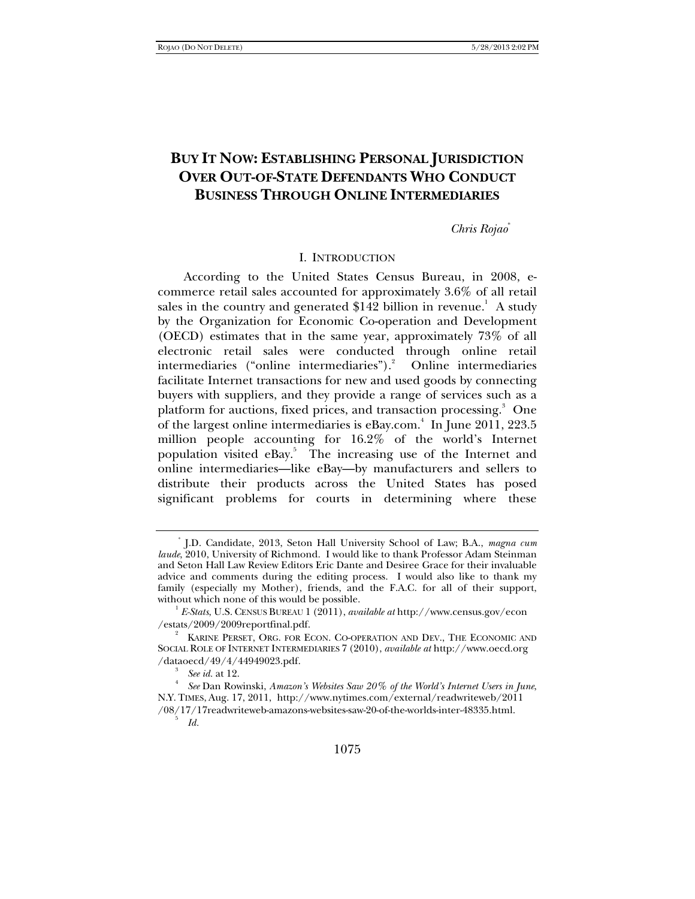# BUY IT NOW: ESTABLISHING PERSONAL JURISDICTION OVER OUT-OF-STATE DEFENDANTS WHO CONDUCT BUSINESS THROUGH ONLINE INTERMEDIARIES

*Chris Rojao*[*]

## I. INTRODUCTION

According to the United States Census Bureau, in 2008, e-commerce retail sales accounted for approximately 3.6% of all retail sales in the country and generated $142 billion in revenue.[1] A study by the Organization for Economic Co-operation and Development (OECD) estimates that in the same year, approximately 73% of all electronic retail sales were conducted through online retail intermediaries ("online intermediaries").[2] Online intermediaries facilitate Internet transactions for new and used goods by connecting buyers with suppliers, and they provide a range of services such as a platform for auctions, fixed prices, and transaction processing.[3] One of the largest online intermediaries is eBay.com.[4] In June 2011, 223.5 million people accounting for 16.2% of the world's Internet population visited eBay.[5] The increasing use of the Internet and online intermediaries—like eBay—by manufacturers and sellers to distribute their products across the United States has posed significant problems for courts in determining where these

---

[*] J.D. Candidate, 2013, Seton Hall University School of Law; B.A., *magna cum laude*, 2010, University of Richmond. I would like to thank Professor Adam Steinman and Seton Hall Law Review Editors Eric Dante and Desiree Grace for their invaluable advice and comments during the editing process. I would also like to thank my family (especially my Mother), friends, and the F.A.C. for all of their support, without which none of this would be possible.

[1] *E-Stats*, U.S. CENSUS BUREAU 1 (2011), *available at* http://www.census.gov/econ/estats/2009/2009reportfinal.pdf.

[2] KARINE PERSET, ORG. FOR ECON. CO-OPERATION AND DEV., THE ECONOMIC AND SOCIAL ROLE OF INTERNET INTERMEDIARIES 7 (2010), *available at* http://www.oecd.org/dataoecd/49/4/44949023.pdf.

[3] *See id.* at 12.

[4] *See* Dan Rowinski, *Amazon's Websites Saw 20% of the World's Internet Users in June*, N.Y. TIMES, Aug. 17, 2011, http://www.nytimes.com/external/readwriteweb/2011/08/17/17readwriteweb-amazons-websites-saw-20-of-the-worlds-inter-48335.html.

[5] *Id.*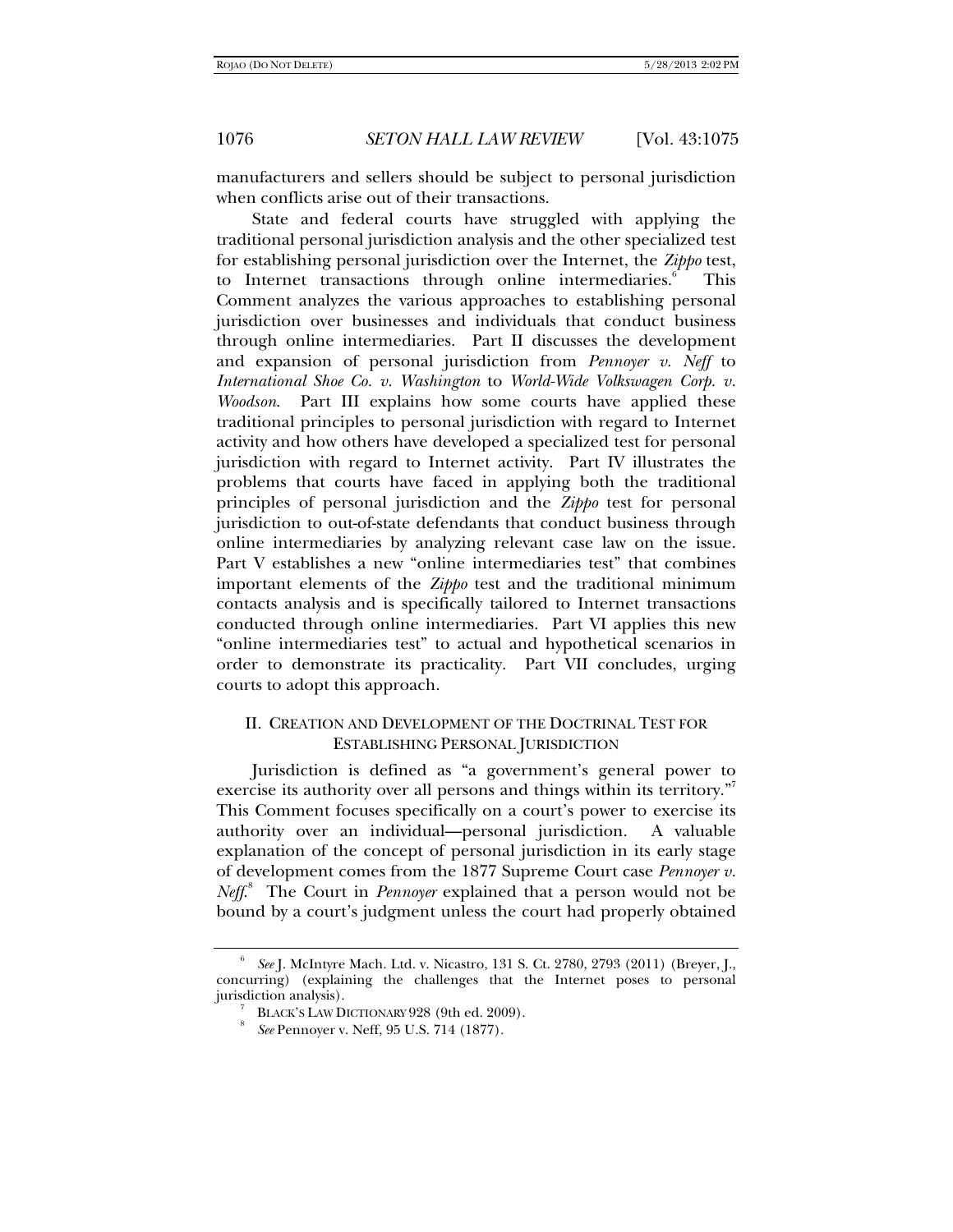manufacturers and sellers should be subject to personal jurisdiction when conflicts arise out of their transactions.

State and federal courts have struggled with applying the traditional personal jurisdiction analysis and the other specialized test for establishing personal jurisdiction over the Internet, the *Zippo* test, to Internet transactions through online intermediaries.[6] This Comment analyzes the various approaches to establishing personal jurisdiction over businesses and individuals that conduct business through online intermediaries. Part II discusses the development and expansion of personal jurisdiction from *Pennoyer v. Neff* to *International Shoe Co. v. Washington* to *World-Wide Volkswagen Corp. v. Woodson*. Part III explains how some courts have applied these traditional principles to personal jurisdiction with regard to Internet activity and how others have developed a specialized test for personal jurisdiction with regard to Internet activity. Part IV illustrates the problems that courts have faced in applying both the traditional principles of personal jurisdiction and the *Zippo* test for personal jurisdiction to out-of-state defendants that conduct business through online intermediaries by analyzing relevant case law on the issue. Part V establishes a new "online intermediaries test" that combines important elements of the *Zippo* test and the traditional minimum contacts analysis and is specifically tailored to Internet transactions conducted through online intermediaries. Part VI applies this new "online intermediaries test" to actual and hypothetical scenarios in order to demonstrate its practicality. Part VII concludes, urging courts to adopt this approach.

## II. Creation and Development of the Doctrinal Test for Establishing Personal Jurisdiction

Jurisdiction is defined as "a government's general power to exercise its authority over all persons and things within its territory."[7] This Comment focuses specifically on a court's power to exercise its authority over an individual—personal jurisdiction. A valuable explanation of the concept of personal jurisdiction in its early stage of development comes from the 1877 Supreme Court case *Pennoyer v. Neff*.[8] The Court in *Pennoyer* explained that a person would not be bound by a court's judgment unless the court had properly obtained

---

[6] *See* J. McIntyre Mach. Ltd. v. Nicastro, 131 S. Ct. 2780, 2793 (2011) (Breyer, J., concurring) (explaining the challenges that the Internet poses to personal jurisdiction analysis).

[7] BLACK'S LAW DICTIONARY 928 (9th ed. 2009).

[8] *See* Pennoyer v. Neff, 95 U.S. 714 (1877).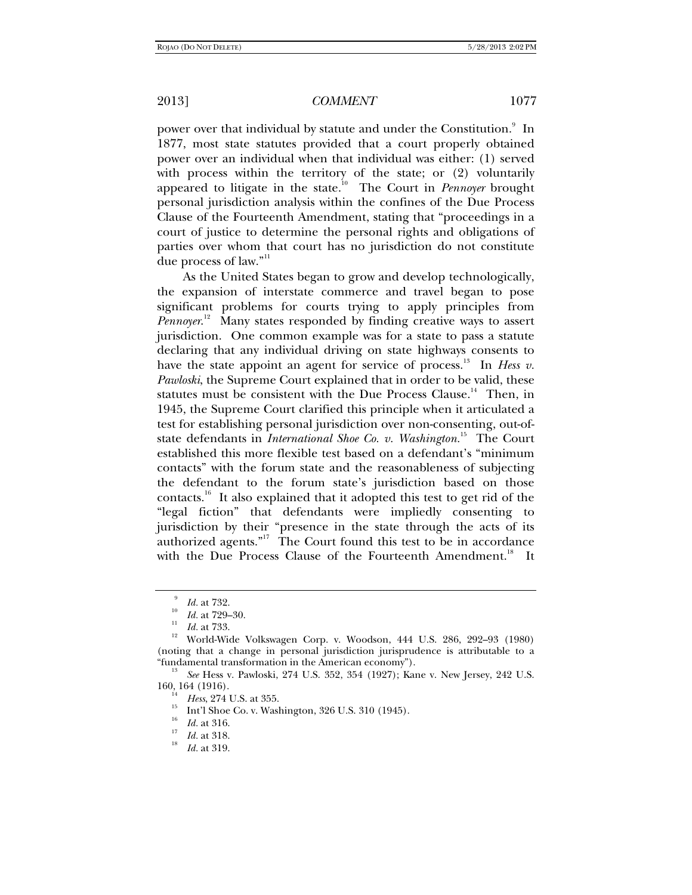power over that individual by statute and under the Constitution.[9] In 1877, most state statutes provided that a court properly obtained power over an individual when that individual was either: (1) served with process within the territory of the state; or (2) voluntarily appeared to litigate in the state.[10] The Court in *Pennoyer* brought personal jurisdiction analysis within the confines of the Due Process Clause of the Fourteenth Amendment, stating that "proceedings in a court of justice to determine the personal rights and obligations of parties over whom that court has no jurisdiction do not constitute due process of law."[11]

As the United States began to grow and develop technologically, the expansion of interstate commerce and travel began to pose significant problems for courts trying to apply principles from *Pennoyer*.[12] Many states responded by finding creative ways to assert jurisdiction. One common example was for a state to pass a statute declaring that any individual driving on state highways consents to have the state appoint an agent for service of process.[13] In *Hess v. Pawloski*, the Supreme Court explained that in order to be valid, these statutes must be consistent with the Due Process Clause.[14] Then, in 1945, the Supreme Court clarified this principle when it articulated a test for establishing personal jurisdiction over non-consenting, out-of-state defendants in *International Shoe Co. v. Washington*.[15] The Court established this more flexible test based on a defendant's "minimum contacts" with the forum state and the reasonableness of subjecting the defendant to the forum state's jurisdiction based on those contacts.[16] It also explained that it adopted this test to get rid of the "legal fiction" that defendants were impliedly consenting to jurisdiction by their "presence in the state through the acts of its authorized agents."[17] The Court found this test to be in accordance with the Due Process Clause of the Fourteenth Amendment.[18] It

---

[9] *Id.* at 732.

[10] *Id.* at 729–30.

[11] *Id.* at 733.

[12] World-Wide Volkswagen Corp. v. Woodson, 444 U.S. 286, 292–93 (1980) (noting that a change in personal jurisdiction jurisprudence is attributable to a "fundamental transformation in the American economy").

[13] *See* Hess v. Pawloski, 274 U.S. 352, 354 (1927); Kane v. New Jersey, 242 U.S. 160, 164 (1916).

[14] *Hess*, 274 U.S. at 355.

[15] Int'l Shoe Co. v. Washington, 326 U.S. 310 (1945).

[16] *Id.* at 316.

[17] *Id.* at 318.

[18] *Id.* at 319.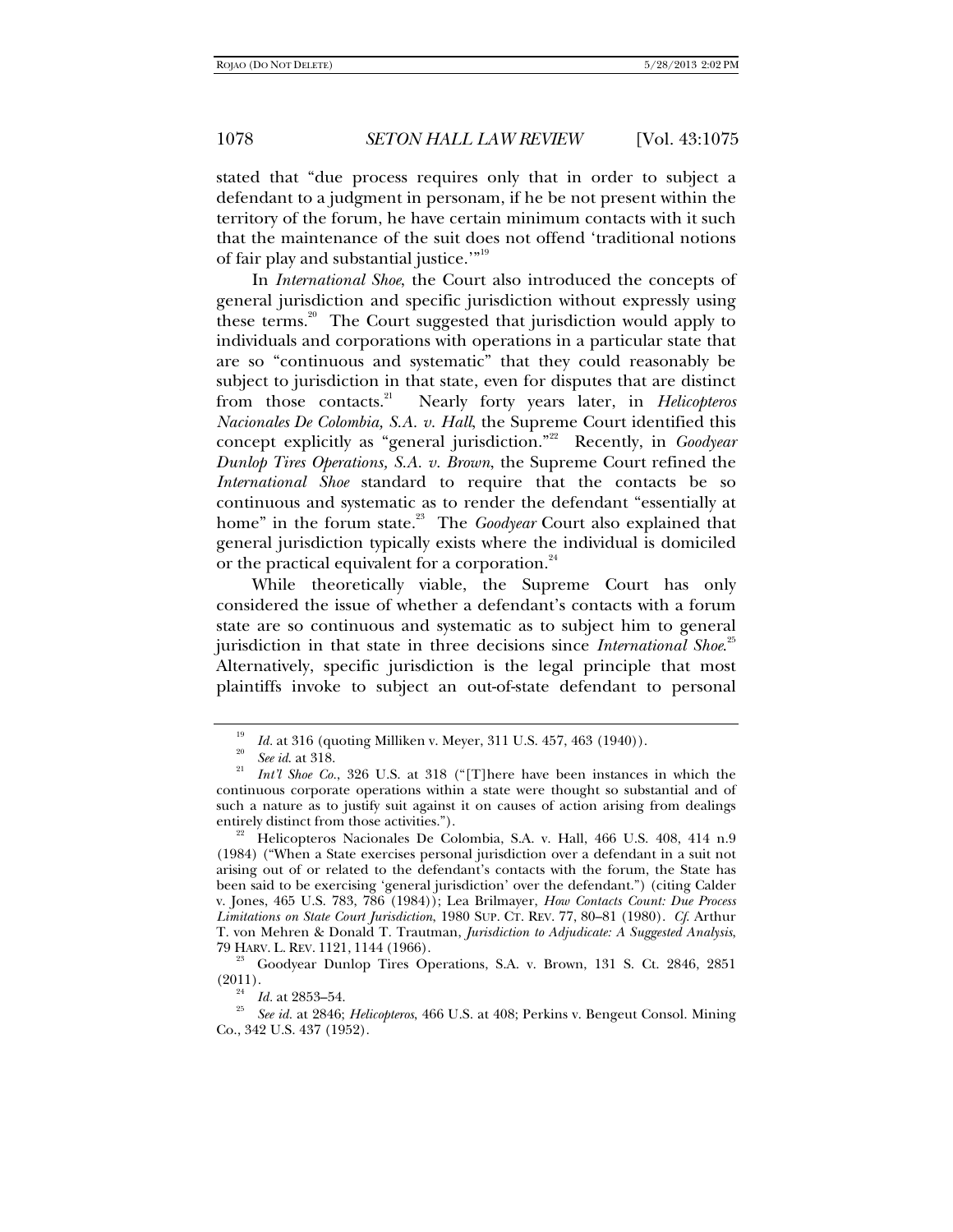stated that "due process requires only that in order to subject a defendant to a judgment in personam, if he be not present within the territory of the forum, he have certain minimum contacts with it such that the maintenance of the suit does not offend 'traditional notions of fair play and substantial justice.'"[19]

In *International Shoe*, the Court also introduced the concepts of general jurisdiction and specific jurisdiction without expressly using these terms.[20] The Court suggested that jurisdiction would apply to individuals and corporations with operations in a particular state that are so "continuous and systematic" that they could reasonably be subject to jurisdiction in that state, even for disputes that are distinct from those contacts.[21] Nearly forty years later, in *Helicopteros Nacionales De Colombia, S.A. v. Hall*, the Supreme Court identified this concept explicitly as "general jurisdiction."[22] Recently, in *Goodyear Dunlop Tires Operations, S.A. v. Brown*, the Supreme Court refined the *International Shoe* standard to require that the contacts be so continuous and systematic as to render the defendant "essentially at home" in the forum state.[23] The *Goodyear* Court also explained that general jurisdiction typically exists where the individual is domiciled or the practical equivalent for a corporation.[24]

While theoretically viable, the Supreme Court has only considered the issue of whether a defendant's contacts with a forum state are so continuous and systematic as to subject him to general jurisdiction in that state in three decisions since *International Shoe*.[25] Alternatively, specific jurisdiction is the legal principle that most plaintiffs invoke to subject an out-of-state defendant to personal

---

[19] *Id.* at 316 (quoting Milliken v. Meyer, 311 U.S. 457, 463 (1940)).

[20] *See id.* at 318.

[21] *Int'l Shoe Co.*, 326 U.S. at 318 ("[T]here have been instances in which the continuous corporate operations within a state were thought so substantial and of such a nature as to justify suit against it on causes of action arising from dealings entirely distinct from those activities.").

[22] Helicopteros Nacionales De Colombia, S.A. v. Hall, 466 U.S. 408, 414 n.9 (1984) ("When a State exercises personal jurisdiction over a defendant in a suit not arising out of or related to the defendant's contacts with the forum, the State has been said to be exercising 'general jurisdiction' over the defendant.") (citing Calder v. Jones, 465 U.S. 783, 786 (1984)); Lea Brilmayer, *How Contacts Count: Due Process Limitations on State Court Jurisdiction*, 1980 SUP. CT. REV. 77, 80–81 (1980). *Cf.* Arthur T. von Mehren & Donald T. Trautman, *Jurisdiction to Adjudicate: A Suggested Analysis*, 79 HARV. L. REV. 1121, 1144 (1966).

[23] Goodyear Dunlop Tires Operations, S.A. v. Brown, 131 S. Ct. 2846, 2851 (2011).

[24] *Id.* at 2853–54.

[25] *See id.* at 2846; *Helicopteros*, 466 U.S. at 408; Perkins v. Bengeut Consol. Mining Co., 342 U.S. 437 (1952).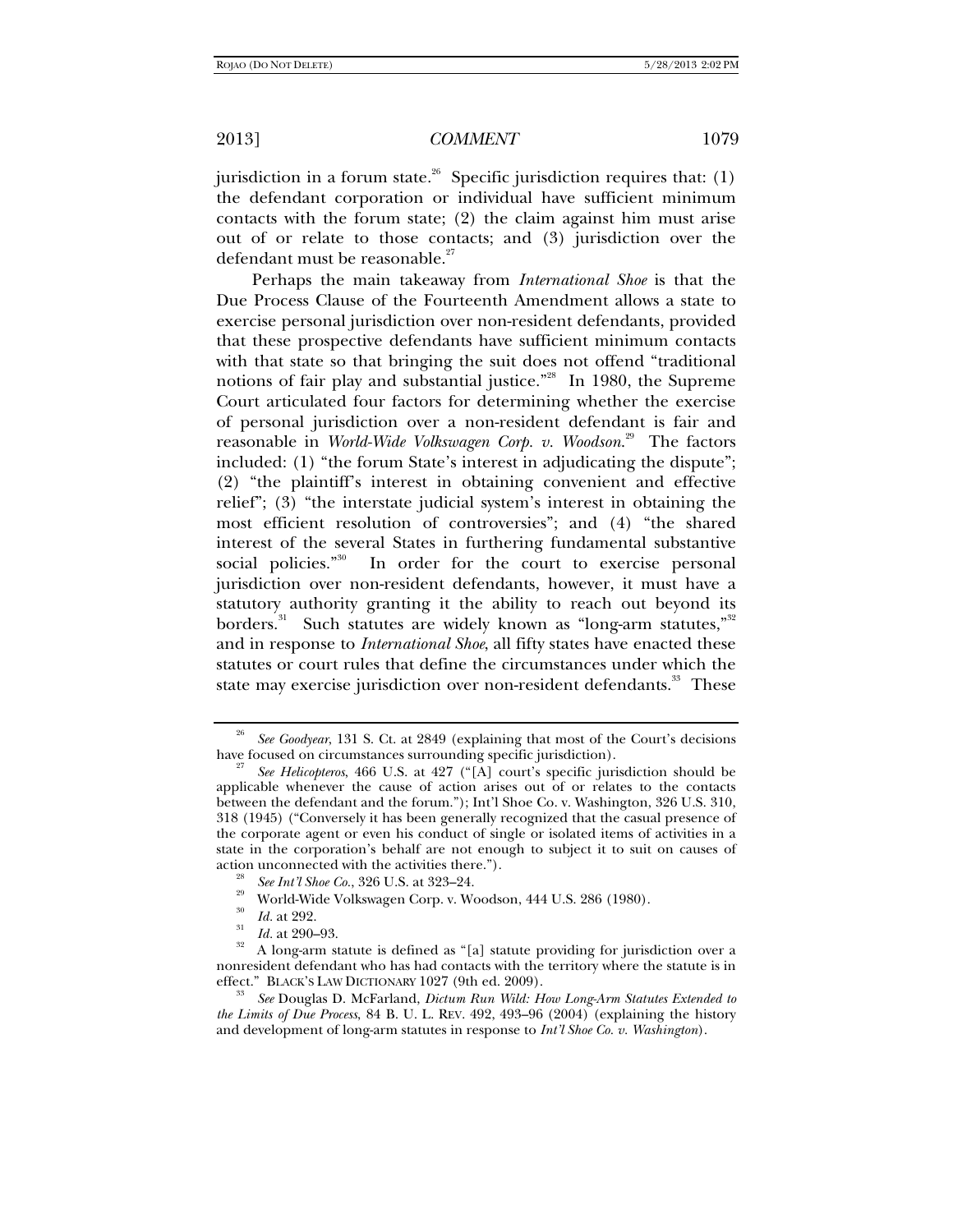jurisdiction in a forum state.[26] Specific jurisdiction requires that: (1) the defendant corporation or individual have sufficient minimum contacts with the forum state; (2) the claim against him must arise out of or relate to those contacts; and (3) jurisdiction over the defendant must be reasonable.[27]

Perhaps the main takeaway from *International Shoe* is that the Due Process Clause of the Fourteenth Amendment allows a state to exercise personal jurisdiction over non-resident defendants, provided that these prospective defendants have sufficient minimum contacts with that state so that bringing the suit does not offend "traditional notions of fair play and substantial justice."[28] In 1980, the Supreme Court articulated four factors for determining whether the exercise of personal jurisdiction over a non-resident defendant is fair and reasonable in *World-Wide Volkswagen Corp. v. Woodson*.[29] The factors included: (1) "the forum State's interest in adjudicating the dispute"; (2) "the plaintiff's interest in obtaining convenient and effective relief"; (3) "the interstate judicial system's interest in obtaining the most efficient resolution of controversies"; and (4) "the shared interest of the several States in furthering fundamental substantive social policies."[30] In order for the court to exercise personal jurisdiction over non-resident defendants, however, it must have a statutory authority granting it the ability to reach out beyond its borders.[31] Such statutes are widely known as "long-arm statutes,"[32] and in response to *International Shoe*, all fifty states have enacted these statutes or court rules that define the circumstances under which the state may exercise jurisdiction over non-resident defendants.[33] These

---

[26] *See Goodyear*, 131 S. Ct. at 2849 (explaining that most of the Court's decisions have focused on circumstances surrounding specific jurisdiction).

[27] *See Helicopteros*, 466 U.S. at 427 ("[A] court's specific jurisdiction should be applicable whenever the cause of action arises out of or relates to the contacts between the defendant and the forum."); Int'l Shoe Co. v. Washington, 326 U.S. 310, 318 (1945) ("Conversely it has been generally recognized that the casual presence of the corporate agent or even his conduct of single or isolated items of activities in a state in the corporation's behalf are not enough to subject it to suit on causes of action unconnected with the activities there.").

[28] *See Int'l Shoe Co.*, 326 U.S. at 323–24.

[29] World-Wide Volkswagen Corp. v. Woodson, 444 U.S. 286 (1980).

[30] *Id.* at 292.

[31] *Id.* at 290–93.

[32] A long-arm statute is defined as "[a] statute providing for jurisdiction over a nonresident defendant who has had contacts with the territory where the statute is in effect." BLACK'S LAW DICTIONARY 1027 (9th ed. 2009).

[33] *See* Douglas D. McFarland, *Dictum Run Wild: How Long-Arm Statutes Extended to the Limits of Due Process*, 84 B. U. L. REV. 492, 493–96 (2004) (explaining the history and development of long-arm statutes in response to *Int'l Shoe Co. v. Washington*).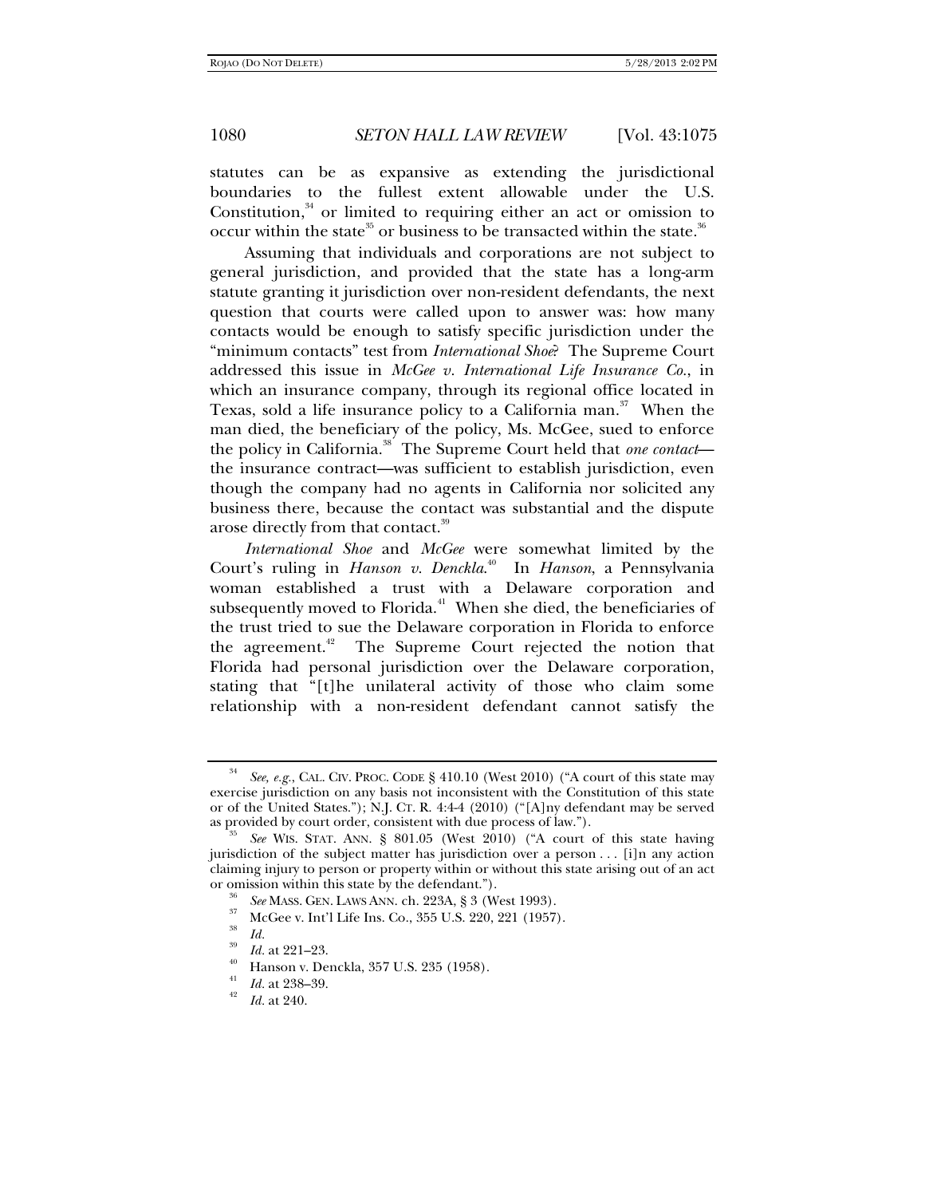statutes can be as expansive as extending the jurisdictional boundaries to the fullest extent allowable under the U.S. Constitution,[34] or limited to requiring either an act or omission to occur within the state[35] or business to be transacted within the state.[36]

Assuming that individuals and corporations are not subject to general jurisdiction, and provided that the state has a long-arm statute granting it jurisdiction over non-resident defendants, the next question that courts were called upon to answer was: how many contacts would be enough to satisfy specific jurisdiction under the "minimum contacts" test from *International Shoe*? The Supreme Court addressed this issue in *McGee v. International Life Insurance Co.*, in which an insurance company, through its regional office located in Texas, sold a life insurance policy to a California man.[37] When the man died, the beneficiary of the policy, Ms. McGee, sued to enforce the policy in California.[38] The Supreme Court held that *one contact*—the insurance contract—was sufficient to establish jurisdiction, even though the company had no agents in California nor solicited any business there, because the contact was substantial and the dispute arose directly from that contact.[39]

*International Shoe* and *McGee* were somewhat limited by the Court's ruling in *Hanson v. Denckla*.[40] In *Hanson*, a Pennsylvania woman established a trust with a Delaware corporation and subsequently moved to Florida.[41] When she died, the beneficiaries of the trust tried to sue the Delaware corporation in Florida to enforce the agreement.[42] The Supreme Court rejected the notion that Florida had personal jurisdiction over the Delaware corporation, stating that "[t]he unilateral activity of those who claim some relationship with a non-resident defendant cannot satisfy the

---

[34] *See, e.g.*, CAL. CIV. PROC. CODE § 410.10 (West 2010) ("A court of this state may exercise jurisdiction on any basis not inconsistent with the Constitution of this state or of the United States."); N.J. CT. R. 4:4-4 (2010) ("[A]ny defendant may be served as provided by court order, consistent with due process of law.").

[35] *See* WIS. STAT. ANN. § 801.05 (West 2010) ("A court of this state having jurisdiction of the subject matter has jurisdiction over a person . . . [i]n any action claiming injury to person or property within or without this state arising out of an act or omission within this state by the defendant.").

[36] *See* MASS. GEN. LAWS ANN. ch. 223A, § 3 (West 1993).

[37] McGee v. Int'l Life Ins. Co., 355 U.S. 220, 221 (1957).

[38] *Id.*

[39] *Id.* at 221–23.

[40] Hanson v. Denckla, 357 U.S. 235 (1958).

[41] *Id.* at 238–39.

[42] *Id.* at 240.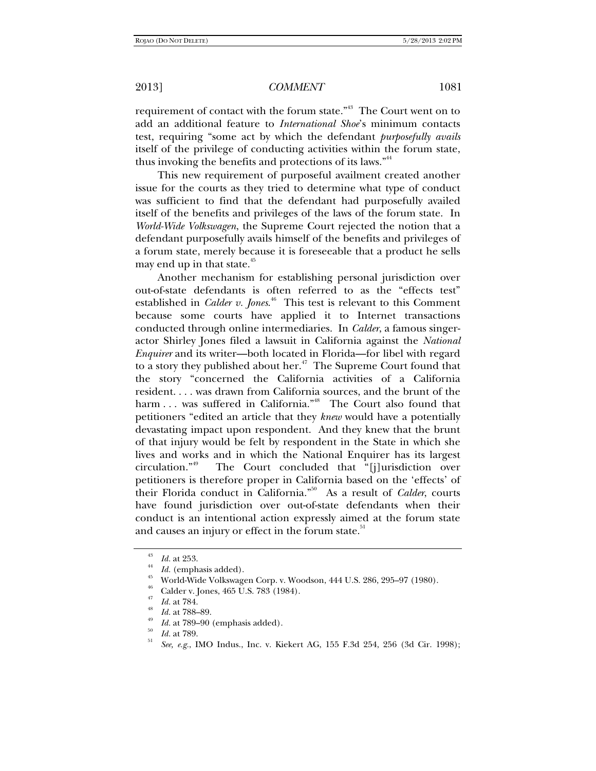requirement of contact with the forum state."[43] The Court went on to add an additional feature to *International Shoe*'s minimum contacts test, requiring "some act by which the defendant *purposefully avails* itself of the privilege of conducting activities within the forum state, thus invoking the benefits and protections of its laws."[44]

This new requirement of purposeful availment created another issue for the courts as they tried to determine what type of conduct was sufficient to find that the defendant had purposefully availed itself of the benefits and privileges of the laws of the forum state. In *World-Wide Volkswagen*, the Supreme Court rejected the notion that a defendant purposefully avails himself of the benefits and privileges of a forum state, merely because it is foreseeable that a product he sells may end up in that state.[45]

Another mechanism for establishing personal jurisdiction over out-of-state defendants is often referred to as the "effects test" established in *Calder v. Jones*.[46] This test is relevant to this Comment because some courts have applied it to Internet transactions conducted through online intermediaries. In *Calder*, a famous singer-actor Shirley Jones filed a lawsuit in California against the *National Enquirer* and its writer—both located in Florida—for libel with regard to a story they published about her.[47] The Supreme Court found that the story "concerned the California activities of a California resident. . . . was drawn from California sources, and the brunt of the harm . . . was suffered in California."[48] The Court also found that petitioners "edited an article that they *knew* would have a potentially devastating impact upon respondent. And they knew that the brunt of that injury would be felt by respondent in the State in which she lives and works and in which the National Enquirer has its largest circulation."[49] The Court concluded that "[j]urisdiction over petitioners is therefore proper in California based on the 'effects' of their Florida conduct in California."[50] As a result of *Calder*, courts have found jurisdiction over out-of-state defendants when their conduct is an intentional action expressly aimed at the forum state and causes an injury or effect in the forum state.[51]

---

[43] *Id.* at 253.

[44] *Id.* (emphasis added).

[45] World-Wide Volkswagen Corp. v. Woodson, 444 U.S. 286, 295–97 (1980).

[46] Calder v. Jones, 465 U.S. 783 (1984).

[47] *Id.* at 784.

[48] *Id.* at 788–89.

[49] *Id.* at 789–90 (emphasis added).

[50] *Id.* at 789.

[51] *See, e.g.*, IMO Indus., Inc. v. Kiekert AG, 155 F.3d 254, 256 (3d Cir. 1998);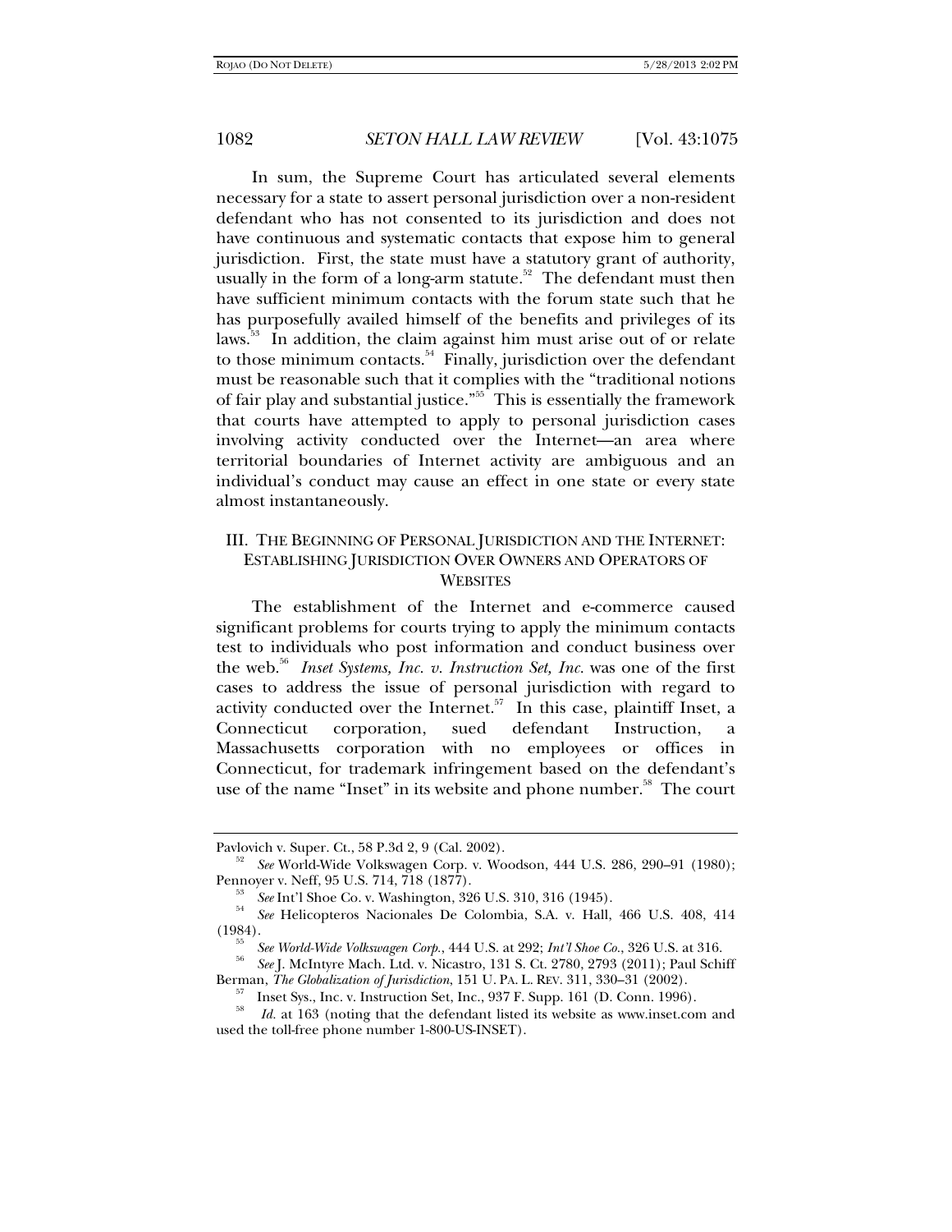In sum, the Supreme Court has articulated several elements necessary for a state to assert personal jurisdiction over a non-resident defendant who has not consented to its jurisdiction and does not have continuous and systematic contacts that expose him to general jurisdiction. First, the state must have a statutory grant of authority, usually in the form of a long-arm statute.[52] The defendant must then have sufficient minimum contacts with the forum state such that he has purposefully availed himself of the benefits and privileges of its laws.[53] In addition, the claim against him must arise out of or relate to those minimum contacts.[54] Finally, jurisdiction over the defendant must be reasonable such that it complies with the "traditional notions of fair play and substantial justice."[55] This is essentially the framework that courts have attempted to apply to personal jurisdiction cases involving activity conducted over the Internet—an area where territorial boundaries of Internet activity are ambiguous and an individual's conduct may cause an effect in one state or every state almost instantaneously.

## III. The Beginning of Personal Jurisdiction and the Internet: Establishing Jurisdiction Over Owners and Operators of Websites

The establishment of the Internet and e-commerce caused significant problems for courts trying to apply the minimum contacts test to individuals who post information and conduct business over the web.[56] *Inset Systems, Inc. v. Instruction Set, Inc.* was one of the first cases to address the issue of personal jurisdiction with regard to activity conducted over the Internet.[57] In this case, plaintiff Inset, a Connecticut corporation, sued defendant Instruction, a Massachusetts corporation with no employees or offices in Connecticut, for trademark infringement based on the defendant's use of the name "Inset" in its website and phone number.[58] The court

---

Pavlovich v. Super. Ct., 58 P.3d 2, 9 (Cal. 2002).

[52] *See* World-Wide Volkswagen Corp. v. Woodson, 444 U.S. 286, 290–91 (1980); Pennoyer v. Neff, 95 U.S. 714, 718 (1877).

[53] *See* Int'l Shoe Co. v. Washington, 326 U.S. 310, 316 (1945).

[54] *See* Helicopteros Nacionales De Colombia, S.A. v. Hall, 466 U.S. 408, 414 (1984).

[55] *See World-Wide Volkswagen Corp.*, 444 U.S. at 292; *Int'l Shoe Co.*, 326 U.S. at 316.

[56] *See* J. McIntyre Mach. Ltd. v. Nicastro, 131 S. Ct. 2780, 2793 (2011); Paul Schiff Berman, *The Globalization of Jurisdiction*, 151 U. PA. L. REV. 311, 330–31 (2002).

[57] Inset Sys., Inc. v. Instruction Set, Inc., 937 F. Supp. 161 (D. Conn. 1996).

[58] *Id.* at 163 (noting that the defendant listed its website as www.inset.com and used the toll-free phone number 1-800-US-INSET).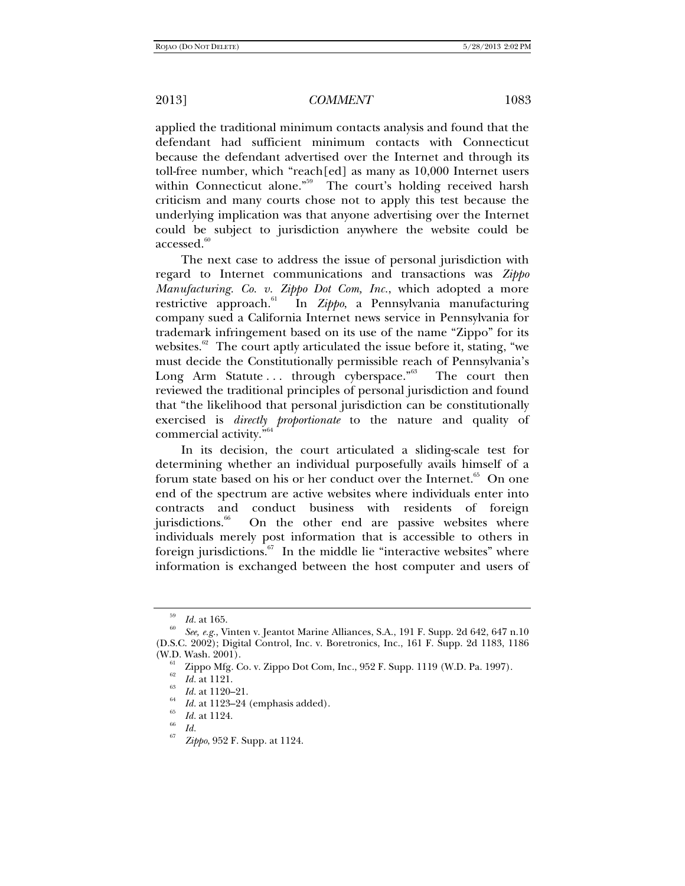applied the traditional minimum contacts analysis and found that the defendant had sufficient minimum contacts with Connecticut because the defendant advertised over the Internet and through its toll-free number, which "reach[ed] as many as 10,000 Internet users within Connecticut alone."[59] The court's holding received harsh criticism and many courts chose not to apply this test because the underlying implication was that anyone advertising over the Internet could be subject to jurisdiction anywhere the website could be accessed.[60]

The next case to address the issue of personal jurisdiction with regard to Internet communications and transactions was *Zippo Manufacturing. Co. v. Zippo Dot Com, Inc.*, which adopted a more restrictive approach.[61] In *Zippo*, a Pennsylvania manufacturing company sued a California Internet news service in Pennsylvania for trademark infringement based on its use of the name "Zippo" for its websites.[62] The court aptly articulated the issue before it, stating, "we must decide the Constitutionally permissible reach of Pennsylvania's Long Arm Statute . . . through cyberspace."[63] The court then reviewed the traditional principles of personal jurisdiction and found that "the likelihood that personal jurisdiction can be constitutionally exercised is *directly proportionate* to the nature and quality of commercial activity."[64]

In its decision, the court articulated a sliding-scale test for determining whether an individual purposefully avails himself of a forum state based on his or her conduct over the Internet.[65] On one end of the spectrum are active websites where individuals enter into contracts and conduct business with residents of foreign jurisdictions.[66] On the other end are passive websites where individuals merely post information that is accessible to others in foreign jurisdictions.[67] In the middle lie "interactive websites" where information is exchanged between the host computer and users of

---

[59] *Id.* at 165.

[60] *See, e.g.*, Vinten v. Jeantot Marine Alliances, S.A., 191 F. Supp. 2d 642, 647 n.10 (D.S.C. 2002); Digital Control, Inc. v. Boretronics, Inc., 161 F. Supp. 2d 1183, 1186 (W.D. Wash. 2001).

[61] Zippo Mfg. Co. v. Zippo Dot Com, Inc., 952 F. Supp. 1119 (W.D. Pa. 1997).

[62] *Id.* at 1121.

[63] *Id.* at 1120–21.

[64] *Id.* at 1123–24 (emphasis added).

[65] *Id.* at 1124.

[66] *Id.*

[67] *Zippo*, 952 F. Supp. at 1124.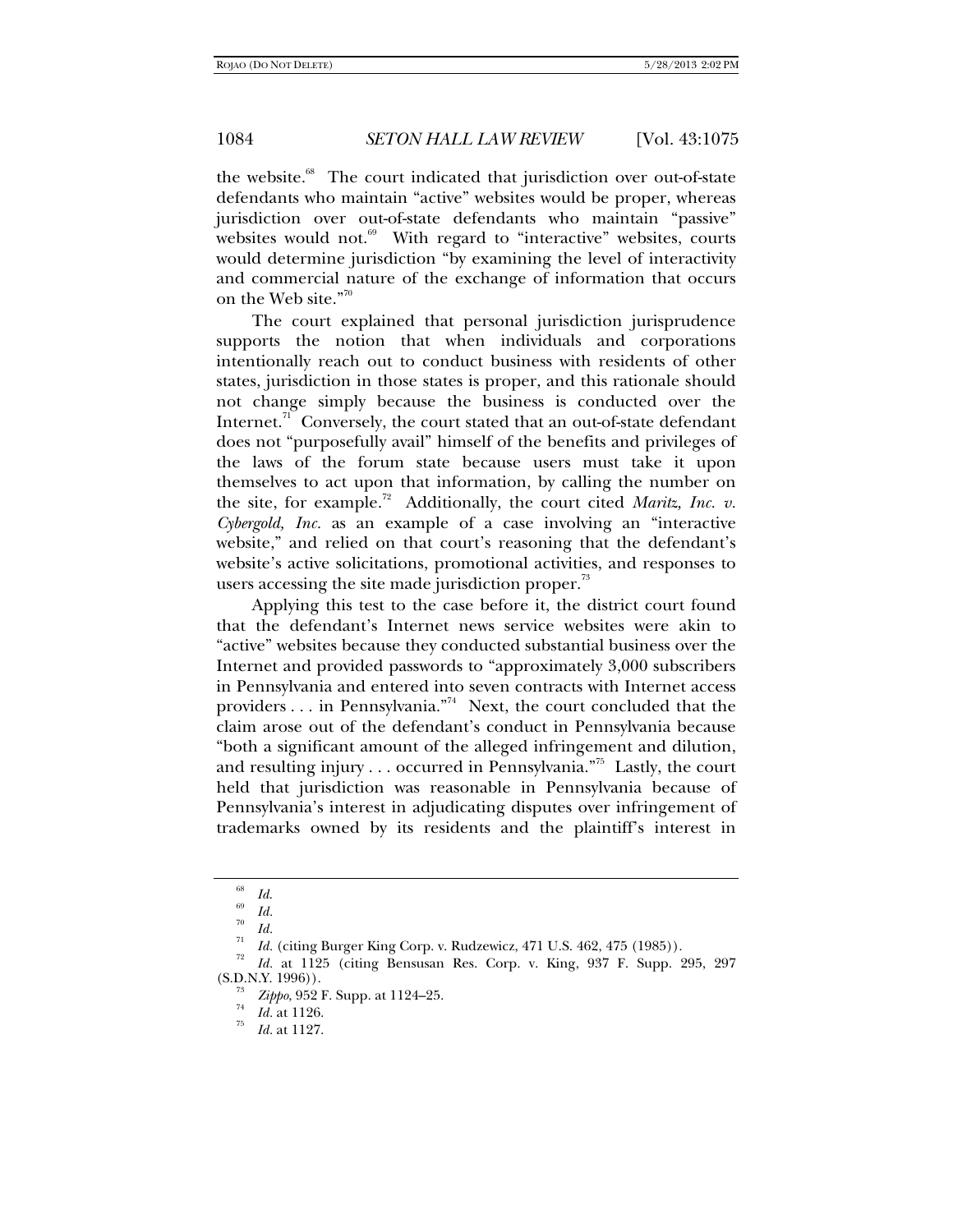the website.[68] The court indicated that jurisdiction over out-of-state defendants who maintain "active" websites would be proper, whereas jurisdiction over out-of-state defendants who maintain "passive" websites would not.[69] With regard to "interactive" websites, courts would determine jurisdiction "by examining the level of interactivity and commercial nature of the exchange of information that occurs on the Web site."[70]

The court explained that personal jurisdiction jurisprudence supports the notion that when individuals and corporations intentionally reach out to conduct business with residents of other states, jurisdiction in those states is proper, and this rationale should not change simply because the business is conducted over the Internet.[71] Conversely, the court stated that an out-of-state defendant does not "purposefully avail" himself of the benefits and privileges of the laws of the forum state because users must take it upon themselves to act upon that information, by calling the number on the site, for example.[72] Additionally, the court cited *Maritz, Inc. v. Cybergold, Inc.* as an example of a case involving an "interactive website," and relied on that court's reasoning that the defendant's website's active solicitations, promotional activities, and responses to users accessing the site made jurisdiction proper.[73]

Applying this test to the case before it, the district court found that the defendant's Internet news service websites were akin to "active" websites because they conducted substantial business over the Internet and provided passwords to "approximately 3,000 subscribers in Pennsylvania and entered into seven contracts with Internet access providers . . . in Pennsylvania."[74] Next, the court concluded that the claim arose out of the defendant's conduct in Pennsylvania because "both a significant amount of the alleged infringement and dilution, and resulting injury . . . occurred in Pennsylvania."[75] Lastly, the court held that jurisdiction was reasonable in Pennsylvania because of Pennsylvania's interest in adjudicating disputes over infringement of trademarks owned by its residents and the plaintiff's interest in

---

[68] *Id.*

[69] *Id.*

[70] *Id.*

[71] *Id.* (citing Burger King Corp. v. Rudzewicz, 471 U.S. 462, 475 (1985)).

[72] *Id.* at 1125 (citing Bensusan Res. Corp. v. King, 937 F. Supp. 295, 297 (S.D.N.Y. 1996)).

[73] *Zippo*, 952 F. Supp. at 1124–25.

[74] *Id.* at 1126.

[75] *Id.* at 1127.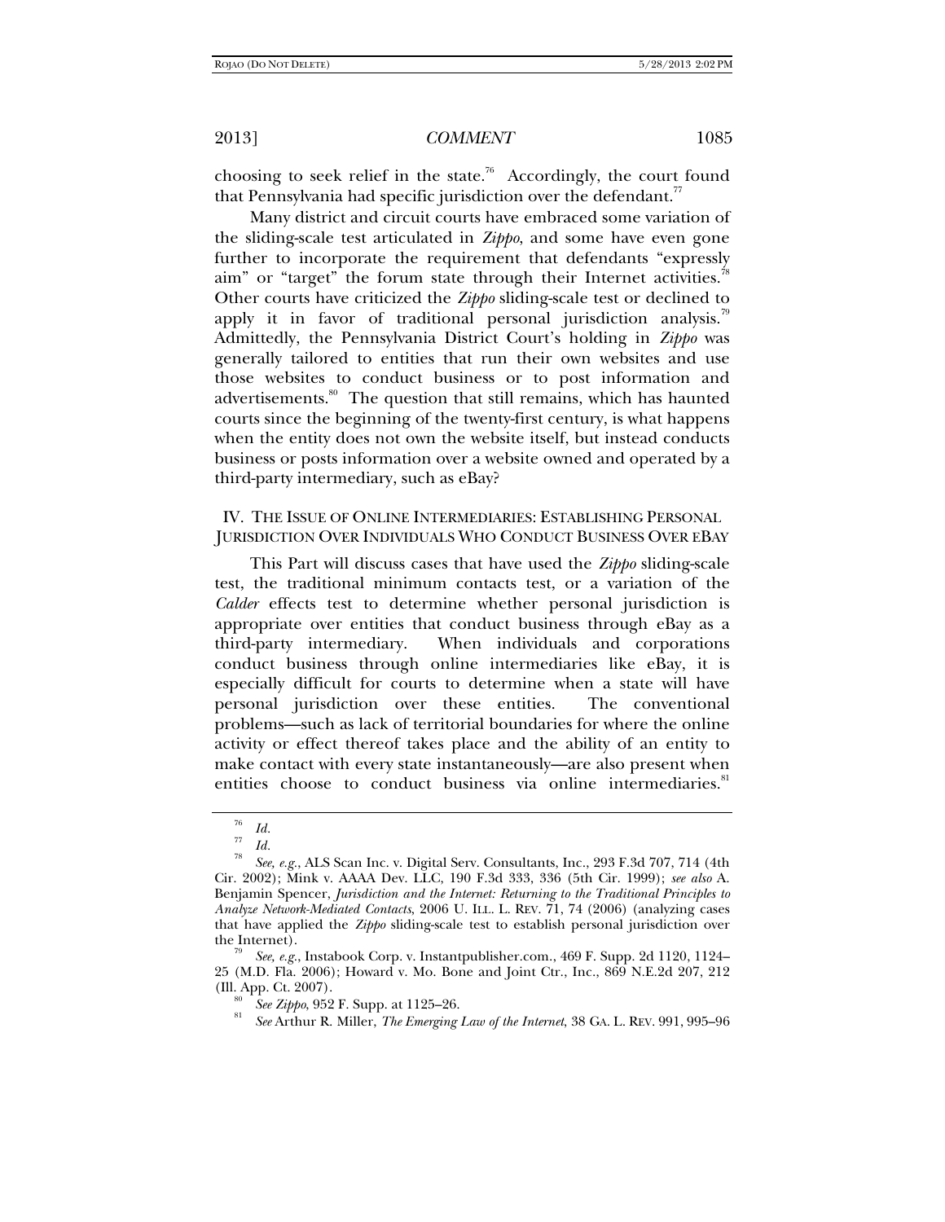choosing to seek relief in the state.[76] Accordingly, the court found that Pennsylvania had specific jurisdiction over the defendant.[77]

Many district and circuit courts have embraced some variation of the sliding-scale test articulated in *Zippo*, and some have even gone further to incorporate the requirement that defendants "expressly aim" or "target" the forum state through their Internet activities.[78] Other courts have criticized the *Zippo* sliding-scale test or declined to apply it in favor of traditional personal jurisdiction analysis.[79] Admittedly, the Pennsylvania District Court's holding in *Zippo* was generally tailored to entities that run their own websites and use those websites to conduct business or to post information and advertisements.[80] The question that still remains, which has haunted courts since the beginning of the twenty-first century, is what happens when the entity does not own the website itself, but instead conducts business or posts information over a website owned and operated by a third-party intermediary, such as eBay?

## IV. THE ISSUE OF ONLINE INTERMEDIARIES: ESTABLISHING PERSONAL JURISDICTION OVER INDIVIDUALS WHO CONDUCT BUSINESS OVER EBAY

This Part will discuss cases that have used the *Zippo* sliding-scale test, the traditional minimum contacts test, or a variation of the *Calder* effects test to determine whether personal jurisdiction is appropriate over entities that conduct business through eBay as a third-party intermediary. When individuals and corporations conduct business through online intermediaries like eBay, it is especially difficult for courts to determine when a state will have personal jurisdiction over these entities. The conventional problems—such as lack of territorial boundaries for where the online activity or effect thereof takes place and the ability of an entity to make contact with every state instantaneously—are also present when entities choose to conduct business via online intermediaries.[81]

---

[76] *Id.*

[77] *Id.*

[78] *See, e.g.*, ALS Scan Inc. v. Digital Serv. Consultants, Inc., 293 F.3d 707, 714 (4th Cir. 2002); Mink v. AAAA Dev. LLC, 190 F.3d 333, 336 (5th Cir. 1999); *see also* A. Benjamin Spencer, *Jurisdiction and the Internet: Returning to the Traditional Principles to Analyze Network-Mediated Contacts*, 2006 U. ILL. L. REV. 71, 74 (2006) (analyzing cases that have applied the *Zippo* sliding-scale test to establish personal jurisdiction over the Internet).

[79] *See, e.g.*, Instabook Corp. v. Instantpublisher.com., 469 F. Supp. 2d 1120, 1124–25 (M.D. Fla. 2006); Howard v. Mo. Bone and Joint Ctr., Inc., 869 N.E.2d 207, 212 (Ill. App. Ct. 2007).

[80] *See Zippo*, 952 F. Supp. at 1125–26.

[81] *See* Arthur R. Miller, *The Emerging Law of the Internet*, 38 GA. L. REV. 991, 995–96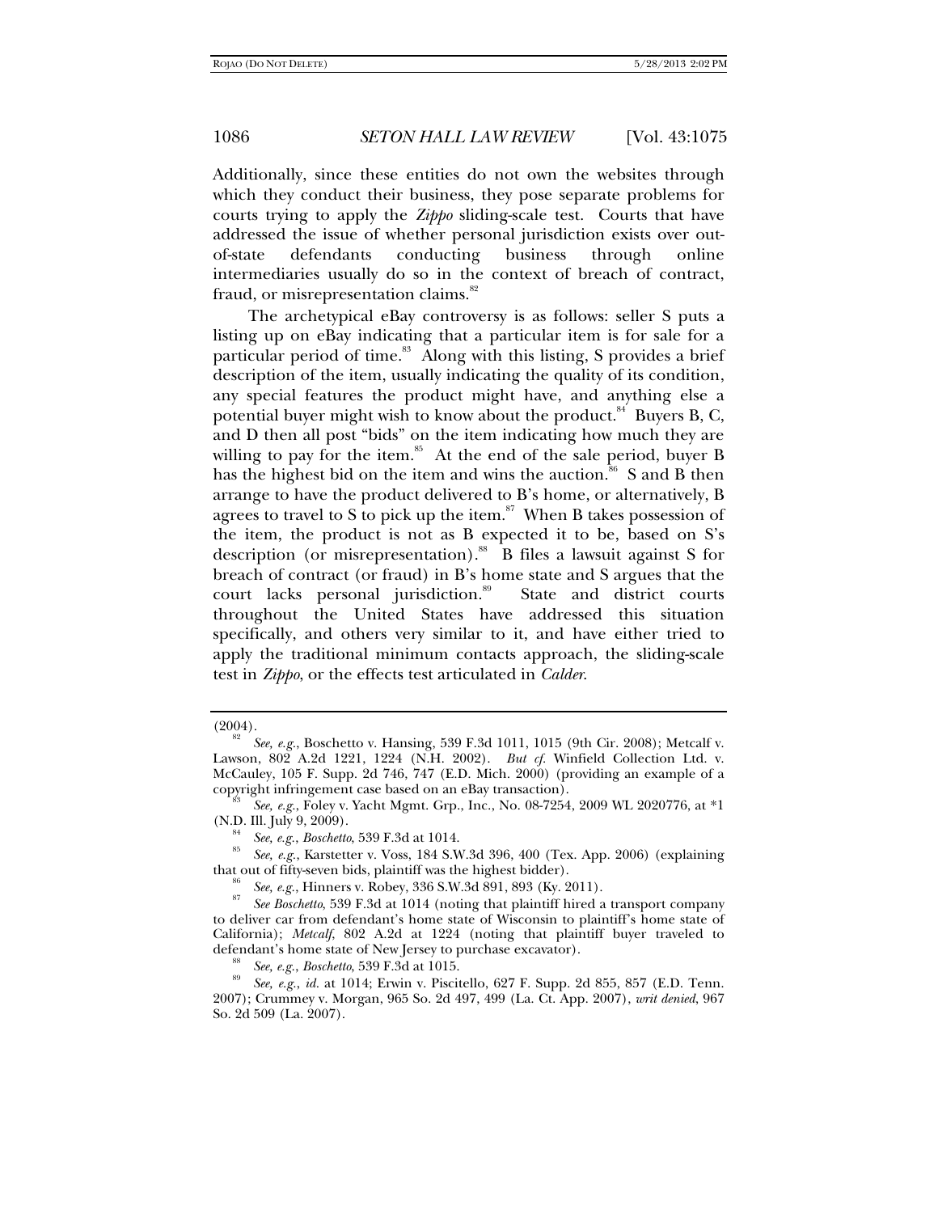Additionally, since these entities do not own the websites through which they conduct their business, they pose separate problems for courts trying to apply the *Zippo* sliding-scale test. Courts that have addressed the issue of whether personal jurisdiction exists over out-of-state defendants conducting business through online intermediaries usually do so in the context of breach of contract, fraud, or misrepresentation claims.[82]

The archetypical eBay controversy is as follows: seller S puts a listing up on eBay indicating that a particular item is for sale for a particular period of time.[83] Along with this listing, S provides a brief description of the item, usually indicating the quality of its condition, any special features the product might have, and anything else a potential buyer might wish to know about the product.[84] Buyers B, C, and D then all post "bids" on the item indicating how much they are willing to pay for the item.[85] At the end of the sale period, buyer B has the highest bid on the item and wins the auction.[86] S and B then arrange to have the product delivered to B's home, or alternatively, B agrees to travel to S to pick up the item.[87] When B takes possession of the item, the product is not as B expected it to be, based on S's description (or misrepresentation).[88] B files a lawsuit against S for breach of contract (or fraud) in B's home state and S argues that the court lacks personal jurisdiction.[89] State and district courts throughout the United States have addressed this situation specifically, and others very similar to it, and have either tried to apply the traditional minimum contacts approach, the sliding-scale test in *Zippo*, or the effects test articulated in *Calder*.

---

(2004).

[82] *See, e.g.*, Boschetto v. Hansing, 539 F.3d 1011, 1015 (9th Cir. 2008); Metcalf v. Lawson, 802 A.2d 1221, 1224 (N.H. 2002). *But cf.* Winfield Collection Ltd. v. McCauley, 105 F. Supp. 2d 746, 747 (E.D. Mich. 2000) (providing an example of a copyright infringement case based on an eBay transaction).

[83] *See, e.g.*, Foley v. Yacht Mgmt. Grp., Inc., No. 08-7254, 2009 WL 2020776, at *1 (N.D. Ill. July 9, 2009).

[84] *See, e.g.*, *Boschetto*, 539 F.3d at 1014.

[85] *See, e.g.*, Karstetter v. Voss, 184 S.W.3d 396, 400 (Tex. App. 2006) (explaining that out of fifty-seven bids, plaintiff was the highest bidder).

[86] *See, e.g.*, Hinners v. Robey, 336 S.W.3d 891, 893 (Ky. 2011).

[87] *See Boschetto*, 539 F.3d at 1014 (noting that plaintiff hired a transport company to deliver car from defendant's home state of Wisconsin to plaintiff's home state of California); *Metcalf*, 802 A.2d at 1224 (noting that plaintiff buyer traveled to defendant's home state of New Jersey to purchase excavator).

[88] *See, e.g.*, *Boschetto*, 539 F.3d at 1015.

[89] *See, e.g.*, *id.* at 1014; Erwin v. Piscitello, 627 F. Supp. 2d 855, 857 (E.D. Tenn. 2007); Crummey v. Morgan, 965 So. 2d 497, 499 (La. Ct. App. 2007), *writ denied*, 967 So. 2d 509 (La. 2007).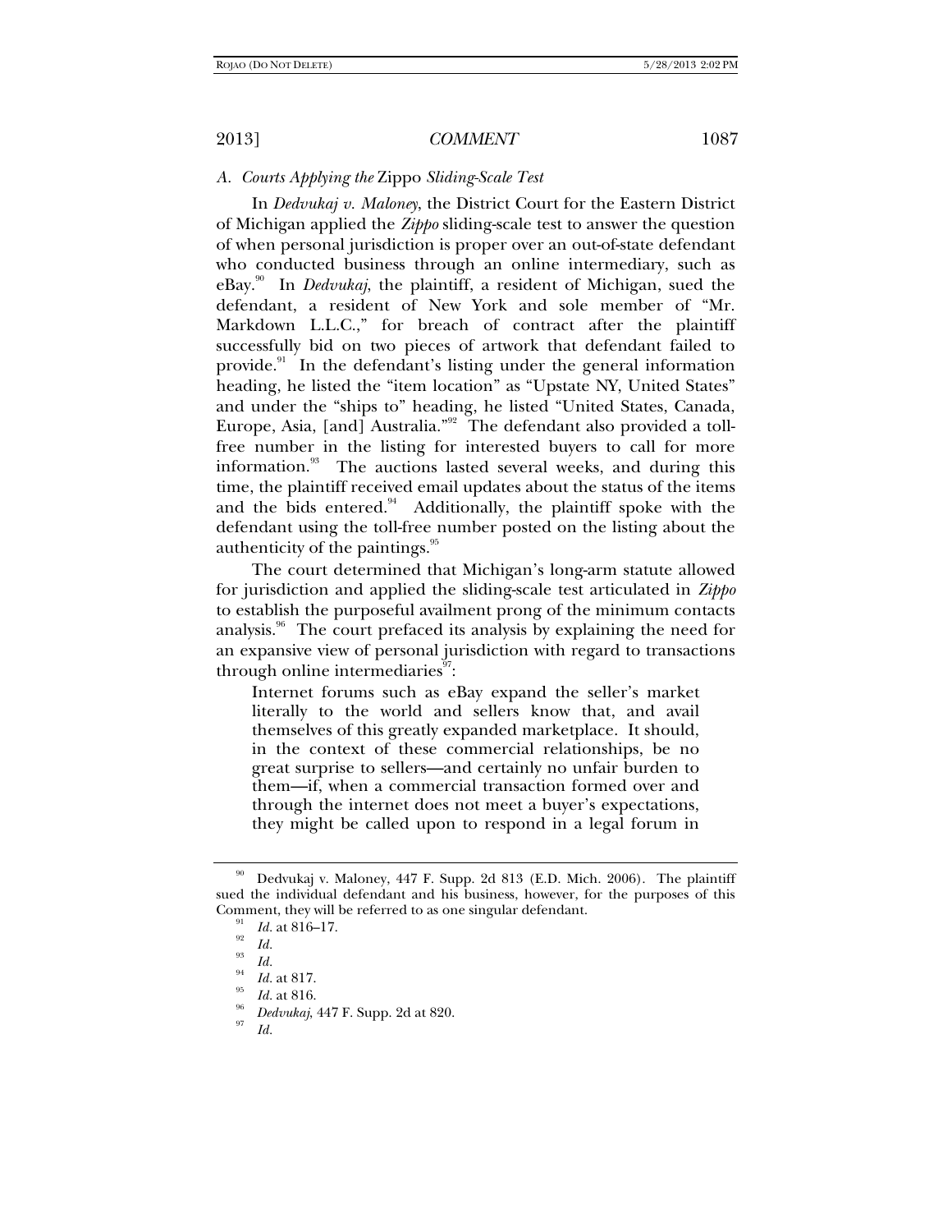### A. Courts Applying the Zippo Sliding-Scale Test

In *Dedvukaj v. Maloney*, the District Court for the Eastern District of Michigan applied the *Zippo* sliding-scale test to answer the question of when personal jurisdiction is proper over an out-of-state defendant who conducted business through an online intermediary, such as eBay.[90] In *Dedvukaj*, the plaintiff, a resident of Michigan, sued the defendant, a resident of New York and sole member of "Mr. Markdown L.L.C.," for breach of contract after the plaintiff successfully bid on two pieces of artwork that defendant failed to provide.[91] In the defendant's listing under the general information heading, he listed the "item location" as "Upstate NY, United States" and under the "ships to" heading, he listed "United States, Canada, Europe, Asia, [and] Australia."[92] The defendant also provided a toll-free number in the listing for interested buyers to call for more information.[93] The auctions lasted several weeks, and during this time, the plaintiff received email updates about the status of the items and the bids entered.[94] Additionally, the plaintiff spoke with the defendant using the toll-free number posted on the listing about the authenticity of the paintings.[95]

The court determined that Michigan's long-arm statute allowed for jurisdiction and applied the sliding-scale test articulated in *Zippo* to establish the purposeful availment prong of the minimum contacts analysis.[96] The court prefaced its analysis by explaining the need for an expansive view of personal jurisdiction with regard to transactions through online intermediaries[97]:

> Internet forums such as eBay expand the seller's market literally to the world and sellers know that, and avail themselves of this greatly expanded marketplace. It should, in the context of these commercial relationships, be no great surprise to sellers—and certainly no unfair burden to them—if, when a commercial transaction formed over and through the internet does not meet a buyer's expectations, they might be called upon to respond in a legal forum in

---

[90] Dedvukaj v. Maloney, 447 F. Supp. 2d 813 (E.D. Mich. 2006). The plaintiff sued the individual defendant and his business, however, for the purposes of this Comment, they will be referred to as one singular defendant.

[91] *Id.* at 816–17.

[92] *Id.*

[93] *Id.*

[94] *Id.* at 817.

[95] *Id.* at 816.

[96] *Dedvukaj*, 447 F. Supp. 2d at 820.

[97] *Id.*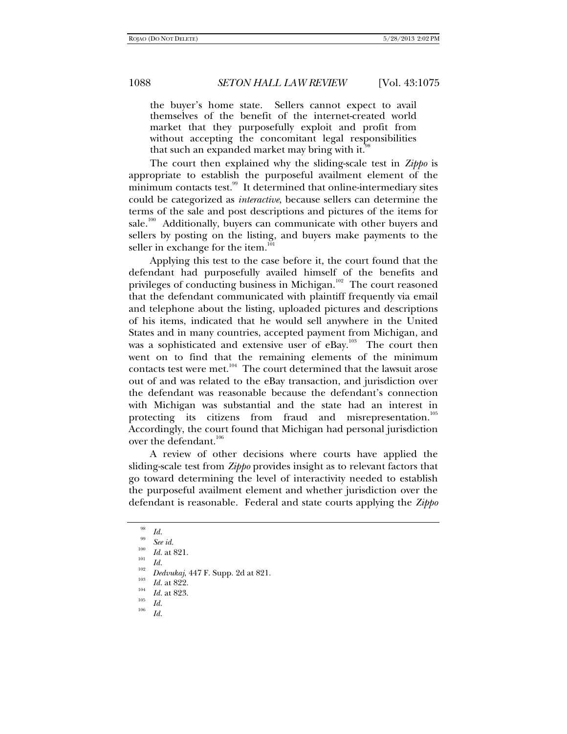the buyer's home state. Sellers cannot expect to avail themselves of the benefit of the internet-created world market that they purposefully exploit and profit from without accepting the concomitant legal responsibilities that such an expanded market may bring with it.[98]

The court then explained why the sliding-scale test in *Zippo* is appropriate to establish the purposeful availment element of the minimum contacts test.[99] It determined that online-intermediary sites could be categorized as *interactive*, because sellers can determine the terms of the sale and post descriptions and pictures of the items for sale.[100] Additionally, buyers can communicate with other buyers and sellers by posting on the listing, and buyers make payments to the seller in exchange for the item.[101]

Applying this test to the case before it, the court found that the defendant had purposefully availed himself of the benefits and privileges of conducting business in Michigan.[102] The court reasoned that the defendant communicated with plaintiff frequently via email and telephone about the listing, uploaded pictures and descriptions of his items, indicated that he would sell anywhere in the United States and in many countries, accepted payment from Michigan, and was a sophisticated and extensive user of eBay.[103] The court then went on to find that the remaining elements of the minimum contacts test were met.[104] The court determined that the lawsuit arose out of and was related to the eBay transaction, and jurisdiction over the defendant was reasonable because the defendant's connection with Michigan was substantial and the state had an interest in protecting its citizens from fraud and misrepresentation.[105] Accordingly, the court found that Michigan had personal jurisdiction over the defendant.[106]

A review of other decisions where courts have applied the sliding-scale test from *Zippo* provides insight as to relevant factors that go toward determining the level of interactivity needed to establish the purposeful availment element and whether jurisdiction over the defendant is reasonable. Federal and state courts applying the *Zippo*

---

[98] *Id.*

[99] *See id.*

[100] *Id.* at 821.

[101] *Id.*

[102] *Dedvukaj*, 447 F. Supp. 2d at 821.

[103] *Id.* at 822.

[104] *Id.* at 823.

[105] *Id.*

[106] *Id.*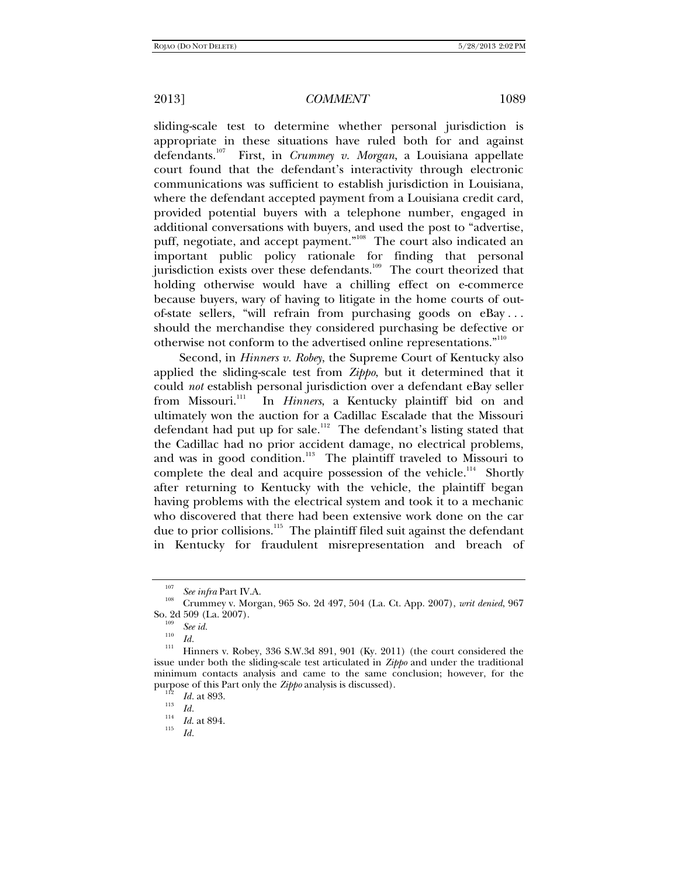sliding-scale test to determine whether personal jurisdiction is appropriate in these situations have ruled both for and against defendants.[107] First, in *Crummey v. Morgan*, a Louisiana appellate court found that the defendant's interactivity through electronic communications was sufficient to establish jurisdiction in Louisiana, where the defendant accepted payment from a Louisiana credit card, provided potential buyers with a telephone number, engaged in additional conversations with buyers, and used the post to "advertise, puff, negotiate, and accept payment."[108] The court also indicated an important public policy rationale for finding that personal jurisdiction exists over these defendants.[109] The court theorized that holding otherwise would have a chilling effect on e-commerce because buyers, wary of having to litigate in the home courts of out-of-state sellers, "will refrain from purchasing goods on eBay . . . should the merchandise they considered purchasing be defective or otherwise not conform to the advertised online representations."[110]

Second, in *Hinners v. Robey*, the Supreme Court of Kentucky also applied the sliding-scale test from *Zippo*, but it determined that it could *not* establish personal jurisdiction over a defendant eBay seller from Missouri.[111] In *Hinners*, a Kentucky plaintiff bid on and ultimately won the auction for a Cadillac Escalade that the Missouri defendant had put up for sale.[112] The defendant's listing stated that the Cadillac had no prior accident damage, no electrical problems, and was in good condition.[113] The plaintiff traveled to Missouri to complete the deal and acquire possession of the vehicle.[114] Shortly after returning to Kentucky with the vehicle, the plaintiff began having problems with the electrical system and took it to a mechanic who discovered that there had been extensive work done on the car due to prior collisions.[115] The plaintiff filed suit against the defendant in Kentucky for fraudulent misrepresentation and breach of

---

[107] *See infra* Part IV.A.

[108] Crummey v. Morgan, 965 So. 2d 497, 504 (La. Ct. App. 2007), *writ denied*, 967 So. 2d 509 (La. 2007).

[109] *See id.*

[110] *Id.*

[111] Hinners v. Robey, 336 S.W.3d 891, 901 (Ky. 2011) (the court considered the issue under both the sliding-scale test articulated in *Zippo* and under the traditional minimum contacts analysis and came to the same conclusion; however, for the purpose of this Part only the *Zippo* analysis is discussed).

[112] *Id.* at 893.

[113] *Id.*

[114] *Id.* at 894.

[115] *Id.*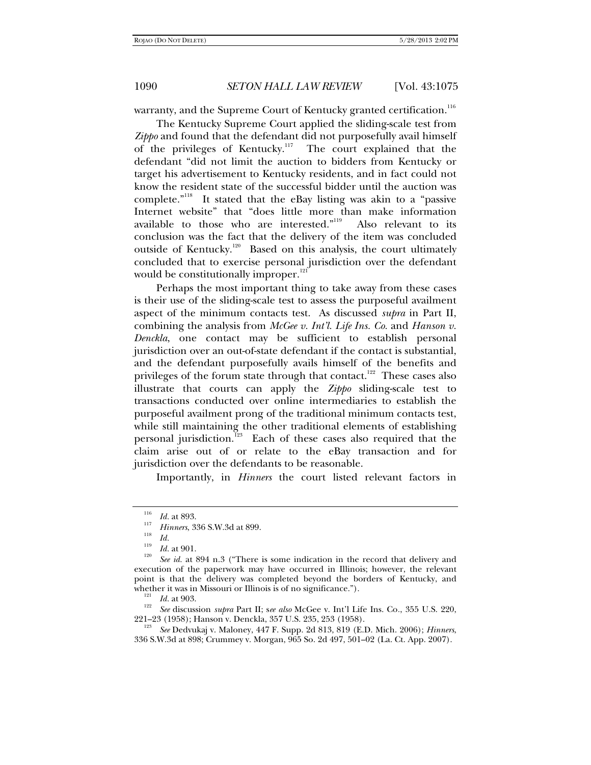warranty, and the Supreme Court of Kentucky granted certification.[116]

The Kentucky Supreme Court applied the sliding-scale test from *Zippo* and found that the defendant did not purposefully avail himself of the privileges of Kentucky.[117] The court explained that the defendant "did not limit the auction to bidders from Kentucky or target his advertisement to Kentucky residents, and in fact could not know the resident state of the successful bidder until the auction was complete."[118] It stated that the eBay listing was akin to a "passive Internet website" that "does little more than make information available to those who are interested."[119] Also relevant to its conclusion was the fact that the delivery of the item was concluded outside of Kentucky.[120] Based on this analysis, the court ultimately concluded that to exercise personal jurisdiction over the defendant would be constitutionally improper.[121]

Perhaps the most important thing to take away from these cases is their use of the sliding-scale test to assess the purposeful availment aspect of the minimum contacts test. As discussed *supra* in Part II, combining the analysis from *McGee v. Int'l. Life Ins. Co.* and *Hanson v. Denckla*, one contact may be sufficient to establish personal jurisdiction over an out-of-state defendant if the contact is substantial, and the defendant purposefully avails himself of the benefits and privileges of the forum state through that contact.[122] These cases also illustrate that courts can apply the *Zippo* sliding-scale test to transactions conducted over online intermediaries to establish the purposeful availment prong of the traditional minimum contacts test, while still maintaining the other traditional elements of establishing personal jurisdiction.[123] Each of these cases also required that the claim arise out of or relate to the eBay transaction and for jurisdiction over the defendants to be reasonable.

Importantly, in *Hinners* the court listed relevant factors in

---

[116] *Id.* at 893.

[117] *Hinners*, 336 S.W.3d at 899.

[118] *Id.*

[119] *Id.* at 901.

[120] *See id.* at 894 n.3 ("There is some indication in the record that delivery and execution of the paperwork may have occurred in Illinois; however, the relevant point is that the delivery was completed beyond the borders of Kentucky, and whether it was in Missouri or Illinois is of no significance.").

[121] *Id.* at 903.

[122] *See* discussion *supra* Part II; s*ee also* McGee v. Int'l Life Ins. Co., 355 U.S. 220, 221–23 (1958); Hanson v. Denckla, 357 U.S. 235, 253 (1958).

[123] *See* Dedvukaj v. Maloney, 447 F. Supp. 2d 813, 819 (E.D. Mich. 2006); *Hinners*, 336 S.W.3d at 898; Crummey v. Morgan, 965 So. 2d 497, 501–02 (La. Ct. App. 2007).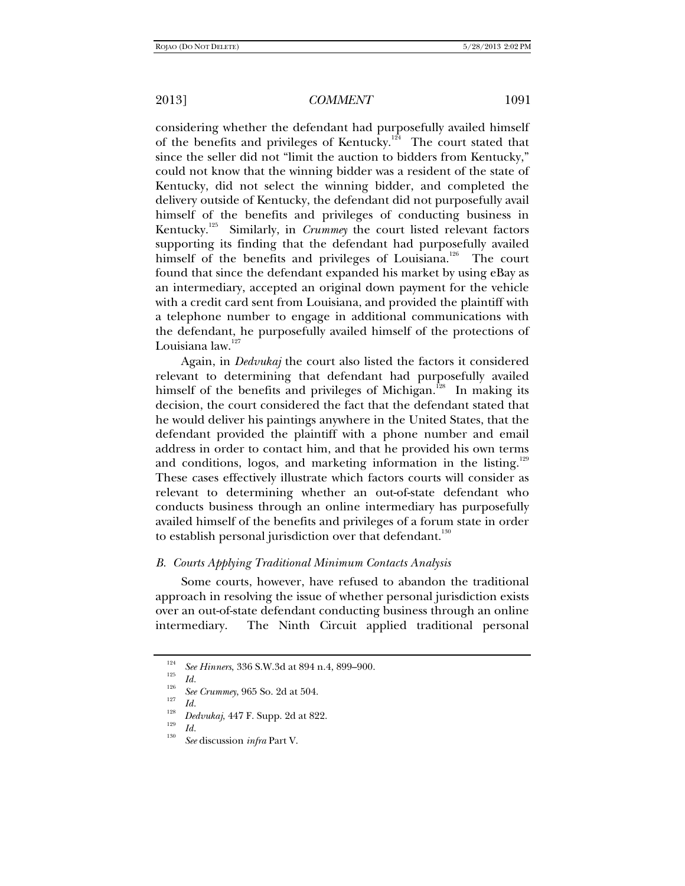considering whether the defendant had purposefully availed himself of the benefits and privileges of Kentucky.[124] The court stated that since the seller did not "limit the auction to bidders from Kentucky," could not know that the winning bidder was a resident of the state of Kentucky, did not select the winning bidder, and completed the delivery outside of Kentucky, the defendant did not purposefully avail himself of the benefits and privileges of conducting business in Kentucky.[125] Similarly, in *Crummey* the court listed relevant factors supporting its finding that the defendant had purposefully availed himself of the benefits and privileges of Louisiana.[126] The court found that since the defendant expanded his market by using eBay as an intermediary, accepted an original down payment for the vehicle with a credit card sent from Louisiana, and provided the plaintiff with a telephone number to engage in additional communications with the defendant, he purposefully availed himself of the protections of Louisiana law.[127]

Again, in *Dedvukaj* the court also listed the factors it considered relevant to determining that defendant had purposefully availed himself of the benefits and privileges of Michigan.[128] In making its decision, the court considered the fact that the defendant stated that he would deliver his paintings anywhere in the United States, that the defendant provided the plaintiff with a phone number and email address in order to contact him, and that he provided his own terms and conditions, logos, and marketing information in the listing.[129] These cases effectively illustrate which factors courts will consider as relevant to determining whether an out-of-state defendant who conducts business through an online intermediary has purposefully availed himself of the benefits and privileges of a forum state in order to establish personal jurisdiction over that defendant.[130]

### *B. Courts Applying Traditional Minimum Contacts Analysis*

Some courts, however, have refused to abandon the traditional approach in resolving the issue of whether personal jurisdiction exists over an out-of-state defendant conducting business through an online intermediary. The Ninth Circuit applied traditional personal

---

[124] *See Hinners*, 336 S.W.3d at 894 n.4, 899–900.

[125] *Id.*

[126] *See Crummey*, 965 So. 2d at 504.

[127] *Id.*

[128] *Dedvukaj*, 447 F. Supp. 2d at 822.

[129] *Id.*

[130] *See* discussion *infra* Part V.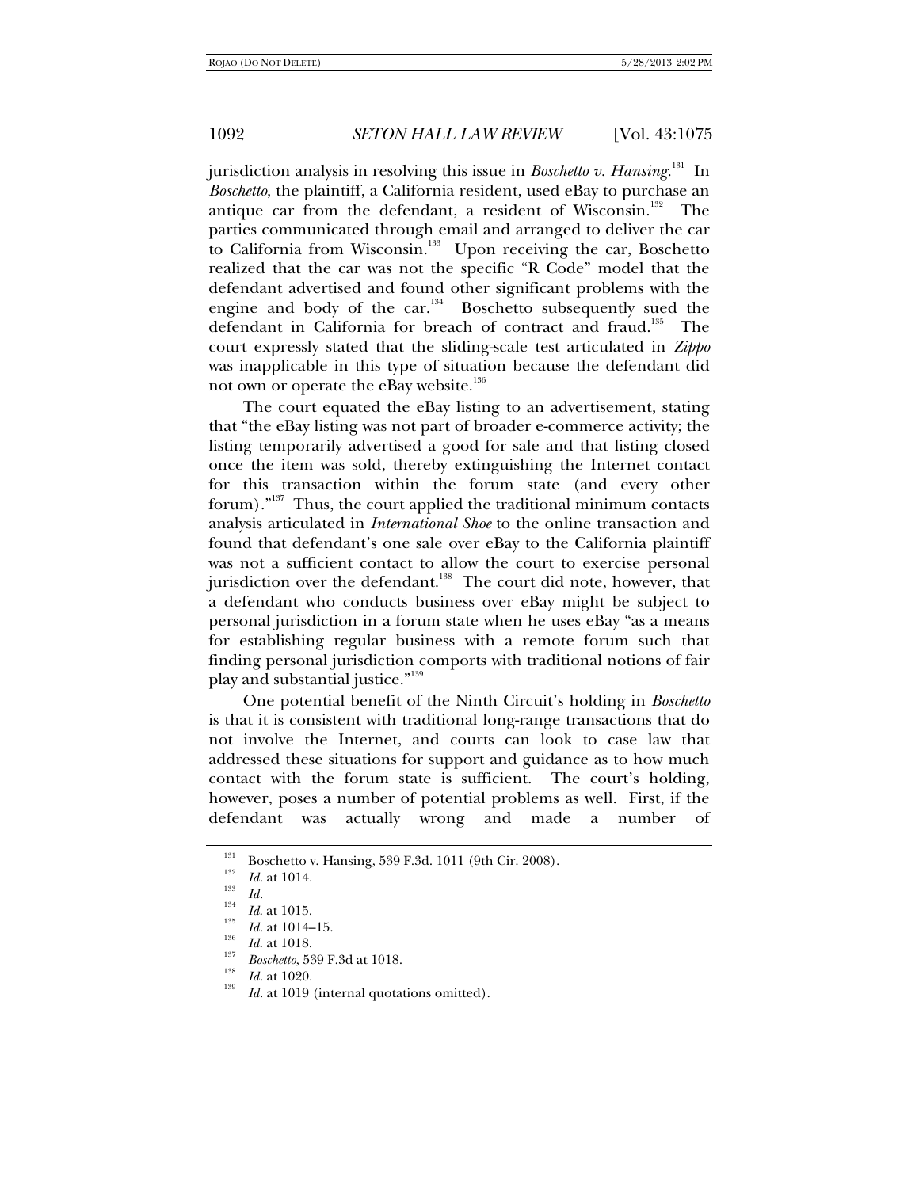jurisdiction analysis in resolving this issue in *Boschetto v. Hansing*.[131] In *Boschetto*, the plaintiff, a California resident, used eBay to purchase an antique car from the defendant, a resident of Wisconsin.[132] The parties communicated through email and arranged to deliver the car to California from Wisconsin.[133] Upon receiving the car, Boschetto realized that the car was not the specific "R Code" model that the defendant advertised and found other significant problems with the engine and body of the car.[134] Boschetto subsequently sued the defendant in California for breach of contract and fraud.[135] The court expressly stated that the sliding-scale test articulated in *Zippo* was inapplicable in this type of situation because the defendant did not own or operate the eBay website.[136]

The court equated the eBay listing to an advertisement, stating that "the eBay listing was not part of broader e-commerce activity; the listing temporarily advertised a good for sale and that listing closed once the item was sold, thereby extinguishing the Internet contact for this transaction within the forum state (and every other forum)."[137] Thus, the court applied the traditional minimum contacts analysis articulated in *International Shoe* to the online transaction and found that defendant's one sale over eBay to the California plaintiff was not a sufficient contact to allow the court to exercise personal jurisdiction over the defendant.[138] The court did note, however, that a defendant who conducts business over eBay might be subject to personal jurisdiction in a forum state when he uses eBay "as a means for establishing regular business with a remote forum such that finding personal jurisdiction comports with traditional notions of fair play and substantial justice."[139]

One potential benefit of the Ninth Circuit's holding in *Boschetto* is that it is consistent with traditional long-range transactions that do not involve the Internet, and courts can look to case law that addressed these situations for support and guidance as to how much contact with the forum state is sufficient. The court's holding, however, poses a number of potential problems as well. First, if the defendant was actually wrong and made a number of

[131] Boschetto v. Hansing, 539 F.3d. 1011 (9th Cir. 2008).

[132] *Id.* at 1014.

[133] *Id.*

[134] *Id.* at 1015.

[135] *Id.* at 1014–15.

[136] *Id.* at 1018.

[137] *Boschetto*, 539 F.3d at 1018.

[138] *Id.* at 1020.

[139] *Id.* at 1019 (internal quotations omitted).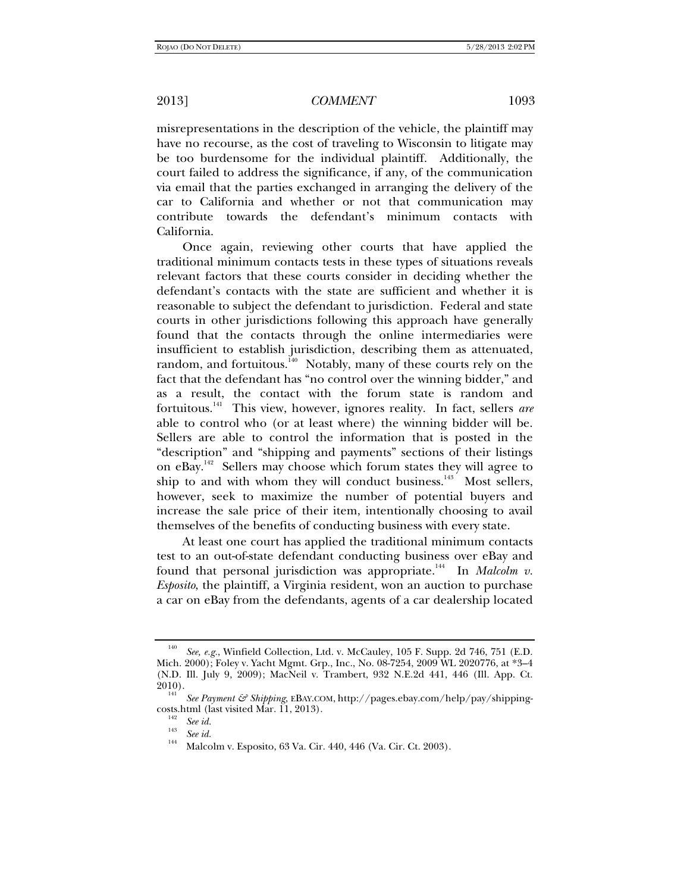misrepresentations in the description of the vehicle, the plaintiff may have no recourse, as the cost of traveling to Wisconsin to litigate may be too burdensome for the individual plaintiff. Additionally, the court failed to address the significance, if any, of the communication via email that the parties exchanged in arranging the delivery of the car to California and whether or not that communication may contribute towards the defendant's minimum contacts with California.

Once again, reviewing other courts that have applied the traditional minimum contacts tests in these types of situations reveals relevant factors that these courts consider in deciding whether the defendant's contacts with the state are sufficient and whether it is reasonable to subject the defendant to jurisdiction. Federal and state courts in other jurisdictions following this approach have generally found that the contacts through the online intermediaries were insufficient to establish jurisdiction, describing them as attenuated, random, and fortuitous.[140] Notably, many of these courts rely on the fact that the defendant has "no control over the winning bidder," and as a result, the contact with the forum state is random and fortuitous.[141] This view, however, ignores reality. In fact, sellers *are* able to control who (or at least where) the winning bidder will be. Sellers are able to control the information that is posted in the "description" and "shipping and payments" sections of their listings on eBay.[142] Sellers may choose which forum states they will agree to ship to and with whom they will conduct business.[143] Most sellers, however, seek to maximize the number of potential buyers and increase the sale price of their item, intentionally choosing to avail themselves of the benefits of conducting business with every state.

At least one court has applied the traditional minimum contacts test to an out-of-state defendant conducting business over eBay and found that personal jurisdiction was appropriate.[144] In *Malcolm v. Esposito*, the plaintiff, a Virginia resident, won an auction to purchase a car on eBay from the defendants, agents of a car dealership located

---

[140] *See, e.g.*, Winfield Collection, Ltd. v. McCauley, 105 F. Supp. 2d 746, 751 (E.D. Mich. 2000); Foley v. Yacht Mgmt. Grp., Inc., No. 08-7254, 2009 WL 2020776, at *3–4 (N.D. Ill. July 9, 2009); MacNeil v. Trambert, 932 N.E.2d 441, 446 (Ill. App. Ct. 2010).

[141] *See Payment & Shipping*, EBAY.COM, http://pages.ebay.com/help/pay/shipping-costs.html (last visited Mar. 11, 2013).

[142] *See id.*

[143] *See id.*

[144] Malcolm v. Esposito, 63 Va. Cir. 440, 446 (Va. Cir. Ct. 2003).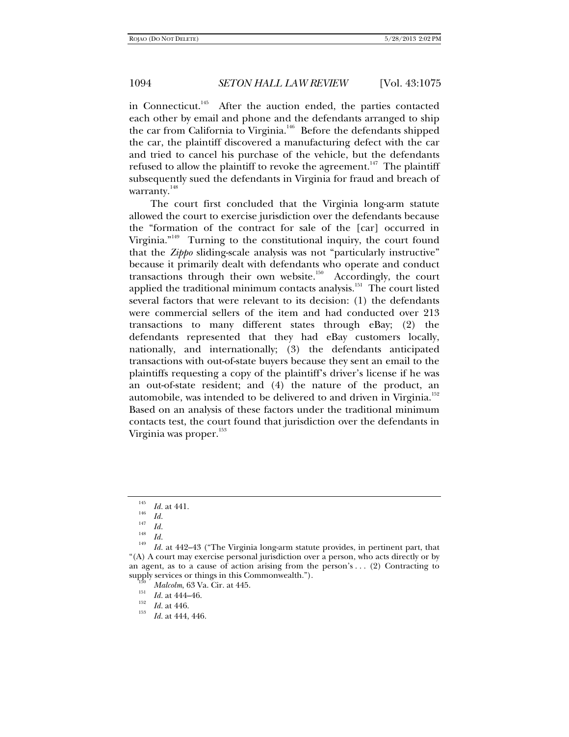in Connecticut.[145] After the auction ended, the parties contacted each other by email and phone and the defendants arranged to ship the car from California to Virginia.[146] Before the defendants shipped the car, the plaintiff discovered a manufacturing defect with the car and tried to cancel his purchase of the vehicle, but the defendants refused to allow the plaintiff to revoke the agreement.[147] The plaintiff subsequently sued the defendants in Virginia for fraud and breach of warranty.[148]

The court first concluded that the Virginia long-arm statute allowed the court to exercise jurisdiction over the defendants because the "formation of the contract for sale of the [car] occurred in Virginia."[149] Turning to the constitutional inquiry, the court found that the *Zippo* sliding-scale analysis was not "particularly instructive" because it primarily dealt with defendants who operate and conduct transactions through their own website.[150] Accordingly, the court applied the traditional minimum contacts analysis.[151] The court listed several factors that were relevant to its decision: (1) the defendants were commercial sellers of the item and had conducted over 213 transactions to many different states through eBay; (2) the defendants represented that they had eBay customers locally, nationally, and internationally; (3) the defendants anticipated transactions with out-of-state buyers because they sent an email to the plaintiffs requesting a copy of the plaintiff's driver's license if he was an out-of-state resident; and (4) the nature of the product, an automobile, was intended to be delivered to and driven in Virginia.[152] Based on an analysis of these factors under the traditional minimum contacts test, the court found that jurisdiction over the defendants in Virginia was proper.[153]

---

[145] *Id.* at 441.

[146] *Id.*

[147] *Id.*

[148] *Id.*

[149] *Id.* at 442–43 ("The Virginia long-arm statute provides, in pertinent part, that "(A) A court may exercise personal jurisdiction over a person, who acts directly or by an agent, as to a cause of action arising from the person's . . . (2) Contracting to supply services or things in this Commonwealth.").

[150] *Malcolm*, 63 Va. Cir. at 445.

[151] *Id.* at 444–46.

[152] *Id.* at 446.

[153] *Id.* at 444, 446.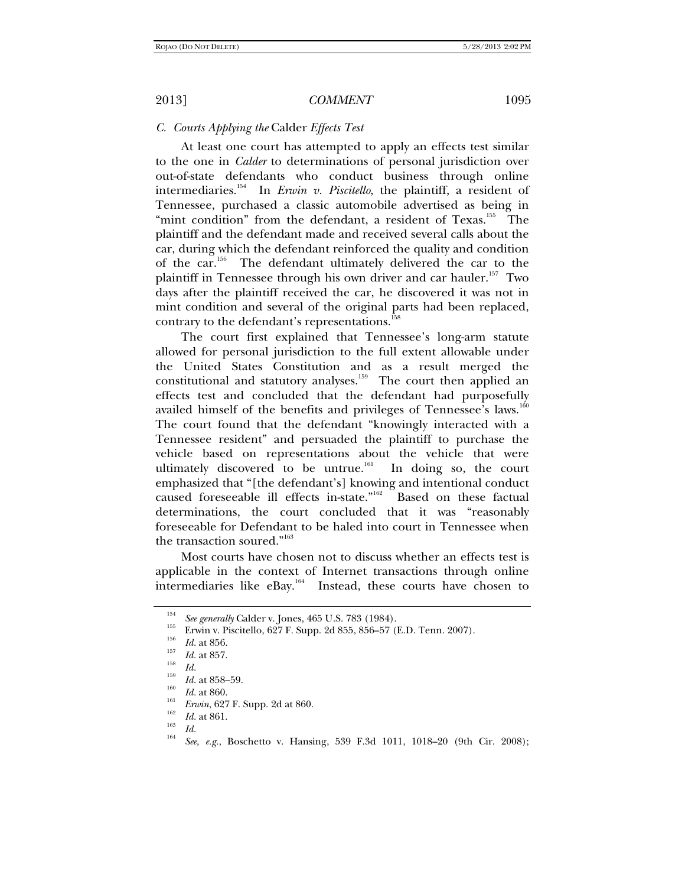### C. *Courts Applying the* Calder *Effects Test*

At least one court has attempted to apply an effects test similar to the one in *Calder* to determinations of personal jurisdiction over out-of-state defendants who conduct business through online intermediaries.[154] In *Erwin v. Piscitello*, the plaintiff, a resident of Tennessee, purchased a classic automobile advertised as being in "mint condition" from the defendant, a resident of Texas.[155] The plaintiff and the defendant made and received several calls about the car, during which the defendant reinforced the quality and condition of the car.[156] The defendant ultimately delivered the car to the plaintiff in Tennessee through his own driver and car hauler.[157] Two days after the plaintiff received the car, he discovered it was not in mint condition and several of the original parts had been replaced, contrary to the defendant's representations.[158]

The court first explained that Tennessee's long-arm statute allowed for personal jurisdiction to the full extent allowable under the United States Constitution and as a result merged the constitutional and statutory analyses.[159] The court then applied an effects test and concluded that the defendant had purposefully availed himself of the benefits and privileges of Tennessee's laws.[160] The court found that the defendant "knowingly interacted with a Tennessee resident" and persuaded the plaintiff to purchase the vehicle based on representations about the vehicle that were ultimately discovered to be untrue.[161] In doing so, the court emphasized that "[the defendant's] knowing and intentional conduct caused foreseeable ill effects in-state."[162] Based on these factual determinations, the court concluded that it was "reasonably foreseeable for Defendant to be haled into court in Tennessee when the transaction soured."[163]

Most courts have chosen not to discuss whether an effects test is applicable in the context of Internet transactions through online intermediaries like eBay.[164] Instead, these courts have chosen to

---

[154] *See generally* Calder v. Jones, 465 U.S. 783 (1984).

[155] Erwin v. Piscitello, 627 F. Supp. 2d 855, 856–57 (E.D. Tenn. 2007).

[156] *Id.* at 856.

[157] *Id.* at 857.

[158] *Id.*

[159] *Id.* at 858–59.

[160] *Id.* at 860.

[161] *Erwin*, 627 F. Supp. 2d at 860.

[162] *Id.* at 861.

[163] *Id.*

[164] *See, e.g.*, Boschetto v. Hansing, 539 F.3d 1011, 1018–20 (9th Cir. 2008);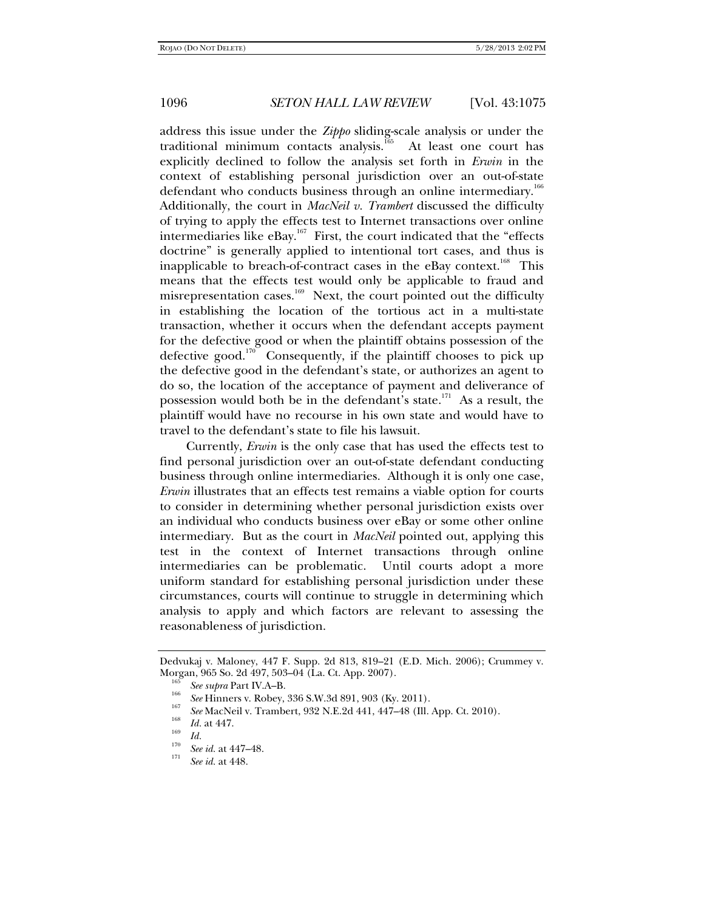address this issue under the *Zippo* sliding-scale analysis or under the traditional minimum contacts analysis.[165] At least one court has explicitly declined to follow the analysis set forth in *Erwin* in the context of establishing personal jurisdiction over an out-of-state defendant who conducts business through an online intermediary.[166] Additionally, the court in *MacNeil v. Trambert* discussed the difficulty of trying to apply the effects test to Internet transactions over online intermediaries like eBay.[167] First, the court indicated that the "effects doctrine" is generally applied to intentional tort cases, and thus is inapplicable to breach-of-contract cases in the eBay context.[168] This means that the effects test would only be applicable to fraud and misrepresentation cases.[169] Next, the court pointed out the difficulty in establishing the location of the tortious act in a multi-state transaction, whether it occurs when the defendant accepts payment for the defective good or when the plaintiff obtains possession of the defective good.[170] Consequently, if the plaintiff chooses to pick up the defective good in the defendant's state, or authorizes an agent to do so, the location of the acceptance of payment and deliverance of possession would both be in the defendant's state.[171] As a result, the plaintiff would have no recourse in his own state and would have to travel to the defendant's state to file his lawsuit.

Currently, *Erwin* is the only case that has used the effects test to find personal jurisdiction over an out-of-state defendant conducting business through online intermediaries. Although it is only one case, *Erwin* illustrates that an effects test remains a viable option for courts to consider in determining whether personal jurisdiction exists over an individual who conducts business over eBay or some other online intermediary. But as the court in *MacNeil* pointed out, applying this test in the context of Internet transactions through online intermediaries can be problematic. Until courts adopt a more uniform standard for establishing personal jurisdiction under these circumstances, courts will continue to struggle in determining which analysis to apply and which factors are relevant to assessing the reasonableness of jurisdiction.

---

Dedvukaj v. Maloney, 447 F. Supp. 2d 813, 819–21 (E.D. Mich. 2006); Crummey v. Morgan, 965 So. 2d 497, 503–04 (La. Ct. App. 2007).

[165] *See supra* Part IV.A–B.

[166] *See* Hinners v. Robey, 336 S.W.3d 891, 903 (Ky. 2011).

[167] *See* MacNeil v. Trambert, 932 N.E.2d 441, 447–48 (Ill. App. Ct. 2010).

[168] *Id.* at 447.

[169] *Id.*

[170] *See id.* at 447–48.

[171] *See id.* at 448.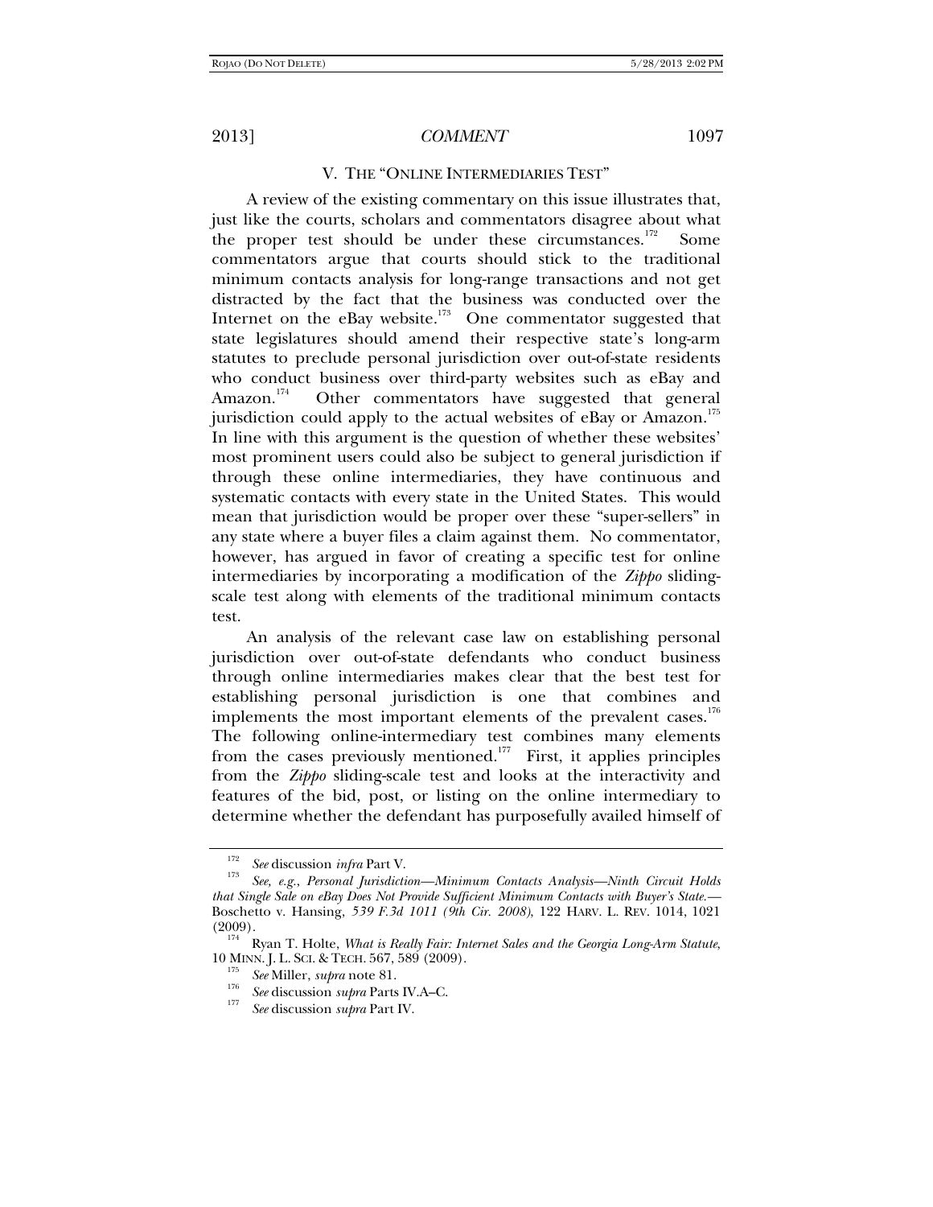## V. THE "ONLINE INTERMEDIARIES TEST"

A review of the existing commentary on this issue illustrates that, just like the courts, scholars and commentators disagree about what the proper test should be under these circumstances.[172] Some commentators argue that courts should stick to the traditional minimum contacts analysis for long-range transactions and not get distracted by the fact that the business was conducted over the Internet on the eBay website.[173] One commentator suggested that state legislatures should amend their respective state's long-arm statutes to preclude personal jurisdiction over out-of-state residents who conduct business over third-party websites such as eBay and Amazon.[174] Other commentators have suggested that general jurisdiction could apply to the actual websites of eBay or Amazon.[175] In line with this argument is the question of whether these websites' most prominent users could also be subject to general jurisdiction if through these online intermediaries, they have continuous and systematic contacts with every state in the United States. This would mean that jurisdiction would be proper over these "super-sellers" in any state where a buyer files a claim against them. No commentator, however, has argued in favor of creating a specific test for online intermediaries by incorporating a modification of the *Zippo* sliding-scale test along with elements of the traditional minimum contacts test.

An analysis of the relevant case law on establishing personal jurisdiction over out-of-state defendants who conduct business through online intermediaries makes clear that the best test for establishing personal jurisdiction is one that combines and implements the most important elements of the prevalent cases.[176] The following online-intermediary test combines many elements from the cases previously mentioned.[177] First, it applies principles from the *Zippo* sliding-scale test and looks at the interactivity and features of the bid, post, or listing on the online intermediary to determine whether the defendant has purposefully availed himself of

---

[172] *See* discussion *infra* Part V.

[173] *See, e.g., Personal Jurisdiction—Minimum Contacts Analysis—Ninth Circuit Holds that Single Sale on eBay Does Not Provide Sufficient Minimum Contacts with Buyer's State.*—Boschetto v. Hansing, *539 F.3d 1011 (9th Cir. 2008)*, 122 HARV. L. REV. 1014, 1021 (2009).

[174] Ryan T. Holte, *What is Really Fair: Internet Sales and the Georgia Long-Arm Statute*, 10 MINN. J. L. SCI. & TECH. 567, 589 (2009).

[175] *See* Miller, *supra* note 81.

[176] *See* discussion *supra* Parts IV.A–C.

[177] *See* discussion *supra* Part IV.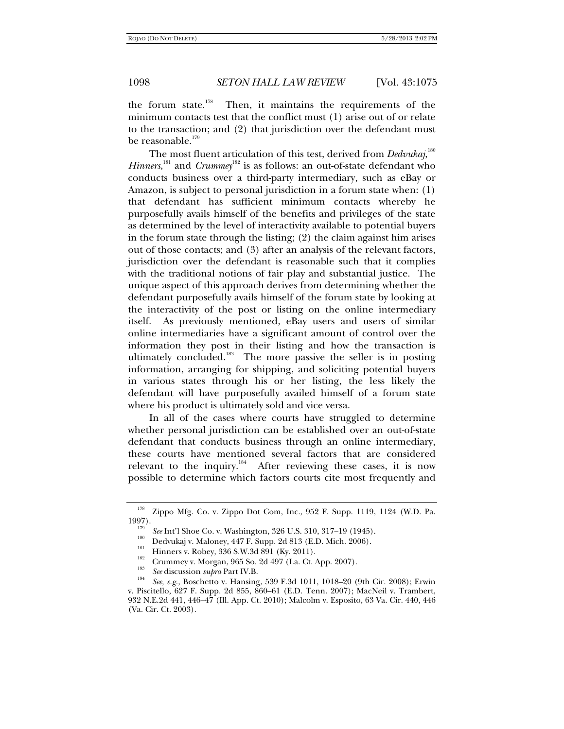the forum state.[178] Then, it maintains the requirements of the minimum contacts test that the conflict must (1) arise out of or relate to the transaction; and (2) that jurisdiction over the defendant must be reasonable.[179]

The most fluent articulation of this test, derived from *Dedvukaj*,[180] *Hinners*,[181] and *Crummey*[182] is as follows: an out-of-state defendant who conducts business over a third-party intermediary, such as eBay or Amazon, is subject to personal jurisdiction in a forum state when: (1) that defendant has sufficient minimum contacts whereby he purposefully avails himself of the benefits and privileges of the state as determined by the level of interactivity available to potential buyers in the forum state through the listing; (2) the claim against him arises out of those contacts; and (3) after an analysis of the relevant factors, jurisdiction over the defendant is reasonable such that it complies with the traditional notions of fair play and substantial justice. The unique aspect of this approach derives from determining whether the defendant purposefully avails himself of the forum state by looking at the interactivity of the post or listing on the online intermediary itself. As previously mentioned, eBay users and users of similar online intermediaries have a significant amount of control over the information they post in their listing and how the transaction is ultimately concluded.[183] The more passive the seller is in posting information, arranging for shipping, and soliciting potential buyers in various states through his or her listing, the less likely the defendant will have purposefully availed himself of a forum state where his product is ultimately sold and vice versa.

In all of the cases where courts have struggled to determine whether personal jurisdiction can be established over an out-of-state defendant that conducts business through an online intermediary, these courts have mentioned several factors that are considered relevant to the inquiry.[184] After reviewing these cases, it is now possible to determine which factors courts cite most frequently and

---

[178] Zippo Mfg. Co. v. Zippo Dot Com, Inc., 952 F. Supp. 1119, 1124 (W.D. Pa. 1997).

[179] *See* Int'l Shoe Co. v. Washington, 326 U.S. 310, 317–19 (1945).

[180] Dedvukaj v. Maloney, 447 F. Supp. 2d 813 (E.D. Mich. 2006).

[181] Hinners v. Robey, 336 S.W.3d 891 (Ky. 2011).

[182] Crummey v. Morgan, 965 So. 2d 497 (La. Ct. App. 2007).

[183] *See* discussion *supra* Part IV.B.

[184] *See, e.g.*, Boschetto v. Hansing, 539 F.3d 1011, 1018–20 (9th Cir. 2008); Erwin v. Piscitello, 627 F. Supp. 2d 855, 860–61 (E.D. Tenn. 2007); MacNeil v. Trambert, 932 N.E.2d 441, 446–47 (Ill. App. Ct. 2010); Malcolm v. Esposito, 63 Va. Cir. 440, 446 (Va. Cir. Ct. 2003).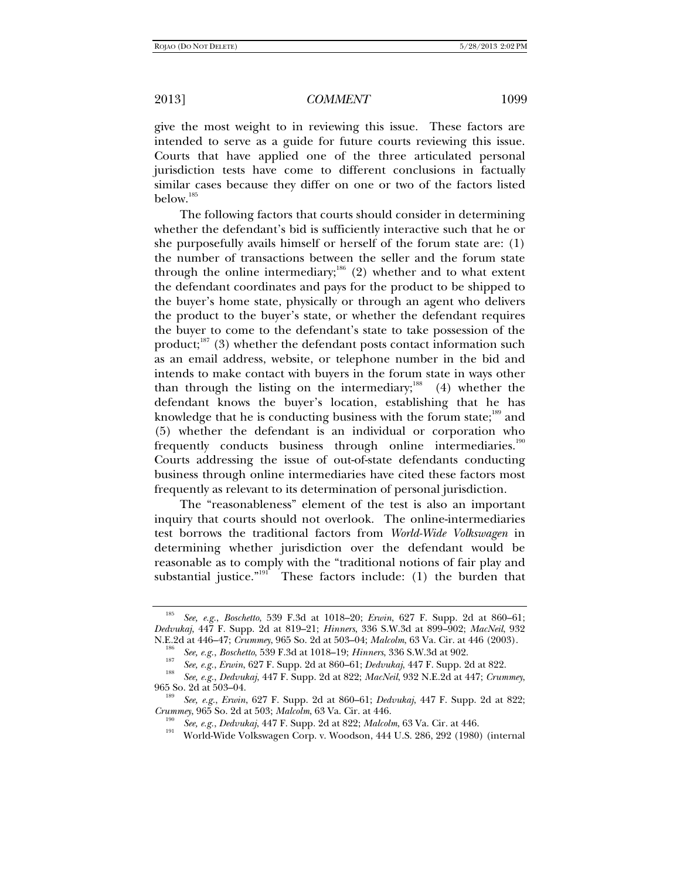give the most weight to in reviewing this issue. These factors are intended to serve as a guide for future courts reviewing this issue. Courts that have applied one of the three articulated personal jurisdiction tests have come to different conclusions in factually similar cases because they differ on one or two of the factors listed below.[185]

The following factors that courts should consider in determining whether the defendant's bid is sufficiently interactive such that he or she purposefully avails himself or herself of the forum state are: (1) the number of transactions between the seller and the forum state through the online intermediary;[186] (2) whether and to what extent the defendant coordinates and pays for the product to be shipped to the buyer's home state, physically or through an agent who delivers the product to the buyer's state, or whether the defendant requires the buyer to come to the defendant's state to take possession of the product;[187] (3) whether the defendant posts contact information such as an email address, website, or telephone number in the bid and intends to make contact with buyers in the forum state in ways other than through the listing on the intermediary;[188] (4) whether the defendant knows the buyer's location, establishing that he has knowledge that he is conducting business with the forum state;[189] and (5) whether the defendant is an individual or corporation who frequently conducts business through online intermediaries.[190] Courts addressing the issue of out-of-state defendants conducting business through online intermediaries have cited these factors most frequently as relevant to its determination of personal jurisdiction.

The "reasonableness" element of the test is also an important inquiry that courts should not overlook. The online-intermediaries test borrows the traditional factors from *World-Wide Volkswagen* in determining whether jurisdiction over the defendant would be reasonable as to comply with the "traditional notions of fair play and substantial justice."[191] These factors include: (1) the burden that

---

[185] *See, e.g.*, *Boschetto*, 539 F.3d at 1018–20; *Erwin*, 627 F. Supp. 2d at 860–61; *Dedvukaj*, 447 F. Supp. 2d at 819–21; *Hinners*, 336 S.W.3d at 899–902; *MacNeil*, 932 N.E.2d at 446–47; *Crummey*, 965 So. 2d at 503–04; *Malcolm*, 63 Va. Cir. at 446 (2003).

[186] *See, e.g.*, *Boschetto*, 539 F.3d at 1018–19; *Hinners*, 336 S.W.3d at 902.

[187] *See, e.g.*, *Erwin*, 627 F. Supp. 2d at 860–61; *Dedvukaj*, 447 F. Supp. 2d at 822.

[188] *See, e.g.*, *Dedvukaj*, 447 F. Supp. 2d at 822; *MacNeil*, 932 N.E.2d at 447; *Crummey*, 965 So. 2d at 503–04.

[189] *See, e.g.*, *Erwin*, 627 F. Supp. 2d at 860–61; *Dedvukaj*, 447 F. Supp. 2d at 822; *Crummey*, 965 So. 2d at 503; *Malcolm*, 63 Va. Cir. at 446.

[190] *See, e.g.*, *Dedvukaj*, 447 F. Supp. 2d at 822; *Malcolm*, 63 Va. Cir. at 446.

[191] World-Wide Volkswagen Corp. v. Woodson, 444 U.S. 286, 292 (1980) (internal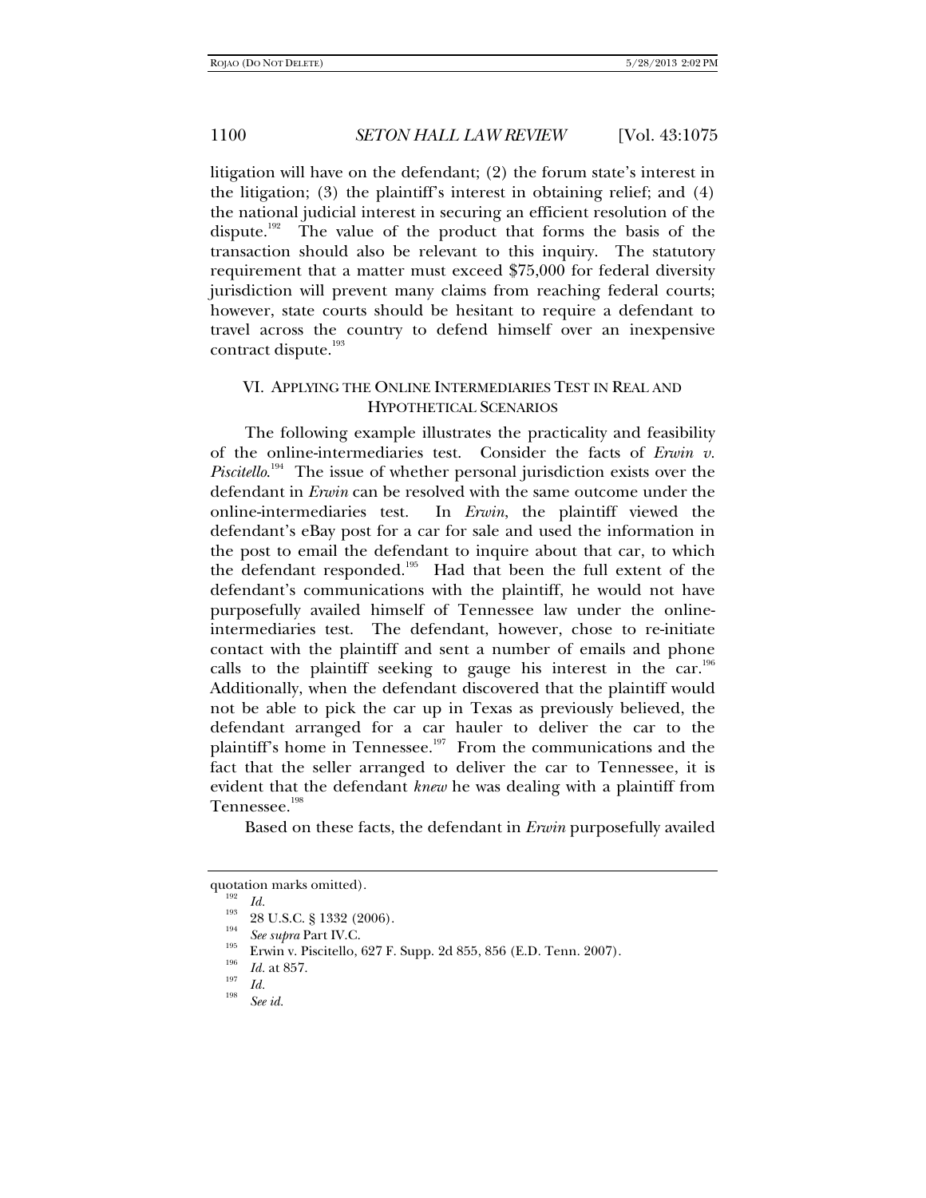litigation will have on the defendant; (2) the forum state's interest in the litigation; (3) the plaintiff's interest in obtaining relief; and (4) the national judicial interest in securing an efficient resolution of the dispute.[192] The value of the product that forms the basis of the transaction should also be relevant to this inquiry. The statutory requirement that a matter must exceed $75,000 for federal diversity jurisdiction will prevent many claims from reaching federal courts; however, state courts should be hesitant to require a defendant to travel across the country to defend himself over an inexpensive contract dispute.[193]

## VI. APPLYING THE ONLINE INTERMEDIARIES TEST IN REAL AND HYPOTHETICAL SCENARIOS

The following example illustrates the practicality and feasibility of the online-intermediaries test. Consider the facts of *Erwin v. Piscitello*.[194] The issue of whether personal jurisdiction exists over the defendant in *Erwin* can be resolved with the same outcome under the online-intermediaries test. In *Erwin*, the plaintiff viewed the defendant's eBay post for a car for sale and used the information in the post to email the defendant to inquire about that car, to which the defendant responded.[195] Had that been the full extent of the defendant's communications with the plaintiff, he would not have purposefully availed himself of Tennessee law under the online-intermediaries test. The defendant, however, chose to re-initiate contact with the plaintiff and sent a number of emails and phone calls to the plaintiff seeking to gauge his interest in the car.[196] Additionally, when the defendant discovered that the plaintiff would not be able to pick the car up in Texas as previously believed, the defendant arranged for a car hauler to deliver the car to the plaintiff's home in Tennessee.[197] From the communications and the fact that the seller arranged to deliver the car to Tennessee, it is evident that the defendant *knew* he was dealing with a plaintiff from Tennessee.[198]

Based on these facts, the defendant in *Erwin* purposefully availed

---

quotation marks omitted).

[192] *Id.*

[193] 28 U.S.C. § 1332 (2006).

[194] *See supra* Part IV.C.

[195] Erwin v. Piscitello, 627 F. Supp. 2d 855, 856 (E.D. Tenn. 2007).

[196] *Id.* at 857.

[197] *Id.*

[198] *See id.*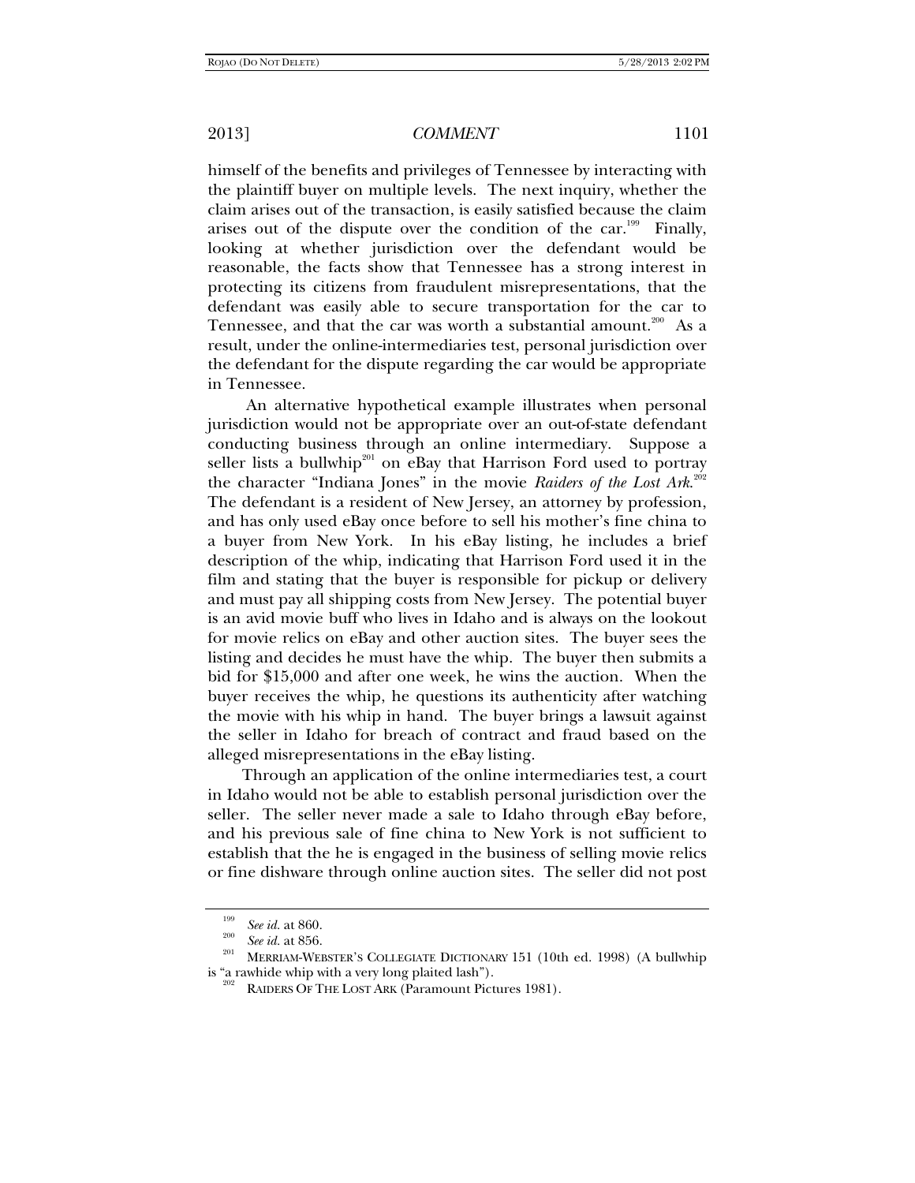himself of the benefits and privileges of Tennessee by interacting with the plaintiff buyer on multiple levels. The next inquiry, whether the claim arises out of the transaction, is easily satisfied because the claim arises out of the dispute over the condition of the car.[199] Finally, looking at whether jurisdiction over the defendant would be reasonable, the facts show that Tennessee has a strong interest in protecting its citizens from fraudulent misrepresentations, that the defendant was easily able to secure transportation for the car to Tennessee, and that the car was worth a substantial amount.[200] As a result, under the online-intermediaries test, personal jurisdiction over the defendant for the dispute regarding the car would be appropriate in Tennessee.

An alternative hypothetical example illustrates when personal jurisdiction would not be appropriate over an out-of-state defendant conducting business through an online intermediary. Suppose a seller lists a bullwhip[201] on eBay that Harrison Ford used to portray the character "Indiana Jones" in the movie *Raiders of the Lost Ark*.[202] The defendant is a resident of New Jersey, an attorney by profession, and has only used eBay once before to sell his mother's fine china to a buyer from New York. In his eBay listing, he includes a brief description of the whip, indicating that Harrison Ford used it in the film and stating that the buyer is responsible for pickup or delivery and must pay all shipping costs from New Jersey. The potential buyer is an avid movie buff who lives in Idaho and is always on the lookout for movie relics on eBay and other auction sites. The buyer sees the listing and decides he must have the whip. The buyer then submits a bid for $15,000 and after one week, he wins the auction. When the buyer receives the whip, he questions its authenticity after watching the movie with his whip in hand. The buyer brings a lawsuit against the seller in Idaho for breach of contract and fraud based on the alleged misrepresentations in the eBay listing.

Through an application of the online intermediaries test, a court in Idaho would not be able to establish personal jurisdiction over the seller. The seller never made a sale to Idaho through eBay before, and his previous sale of fine china to New York is not sufficient to establish that the he is engaged in the business of selling movie relics or fine dishware through online auction sites. The seller did not post

---

[199] *See id.* at 860.

[200] *See id.* at 856.

[201] MERRIAM-WEBSTER'S COLLEGIATE DICTIONARY 151 (10th ed. 1998) (A bullwhip is "a rawhide whip with a very long plaited lash").

[202] RAIDERS OF THE LOST ARK (Paramount Pictures 1981).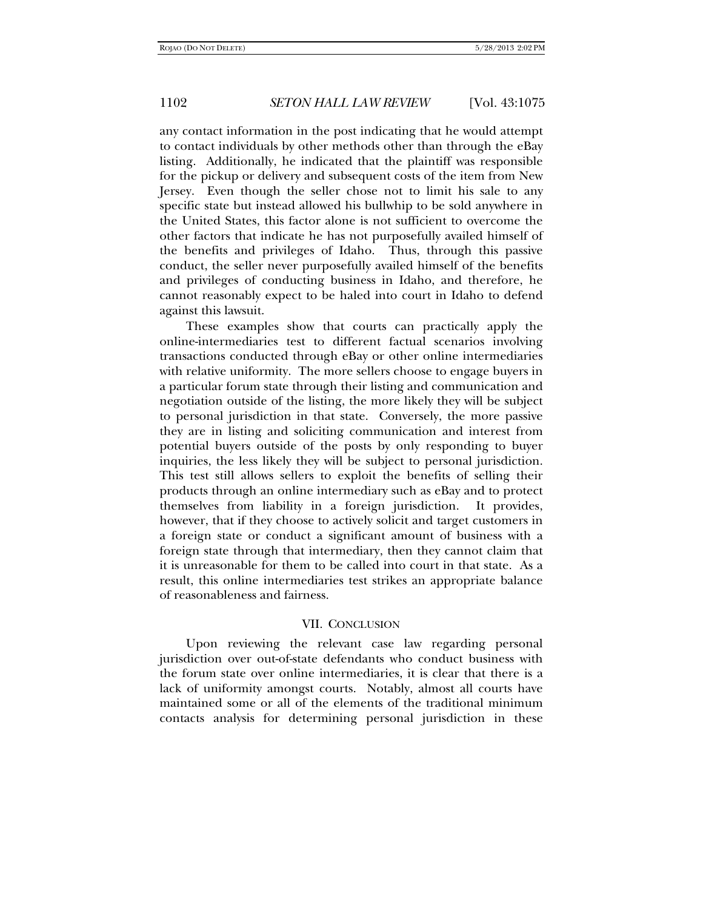any contact information in the post indicating that he would attempt to contact individuals by other methods other than through the eBay listing. Additionally, he indicated that the plaintiff was responsible for the pickup or delivery and subsequent costs of the item from New Jersey. Even though the seller chose not to limit his sale to any specific state but instead allowed his bullwhip to be sold anywhere in the United States, this factor alone is not sufficient to overcome the other factors that indicate he has not purposefully availed himself of the benefits and privileges of Idaho. Thus, through this passive conduct, the seller never purposefully availed himself of the benefits and privileges of conducting business in Idaho, and therefore, he cannot reasonably expect to be haled into court in Idaho to defend against this lawsuit.

These examples show that courts can practically apply the online-intermediaries test to different factual scenarios involving transactions conducted through eBay or other online intermediaries with relative uniformity. The more sellers choose to engage buyers in a particular forum state through their listing and communication and negotiation outside of the listing, the more likely they will be subject to personal jurisdiction in that state. Conversely, the more passive they are in listing and soliciting communication and interest from potential buyers outside of the posts by only responding to buyer inquiries, the less likely they will be subject to personal jurisdiction. This test still allows sellers to exploit the benefits of selling their products through an online intermediary such as eBay and to protect themselves from liability in a foreign jurisdiction. It provides, however, that if they choose to actively solicit and target customers in a foreign state or conduct a significant amount of business with a foreign state through that intermediary, then they cannot claim that it is unreasonable for them to be called into court in that state. As a result, this online intermediaries test strikes an appropriate balance of reasonableness and fairness.

## VII. CONCLUSION

Upon reviewing the relevant case law regarding personal jurisdiction over out-of-state defendants who conduct business with the forum state over online intermediaries, it is clear that there is a lack of uniformity amongst courts. Notably, almost all courts have maintained some or all of the elements of the traditional minimum contacts analysis for determining personal jurisdiction in these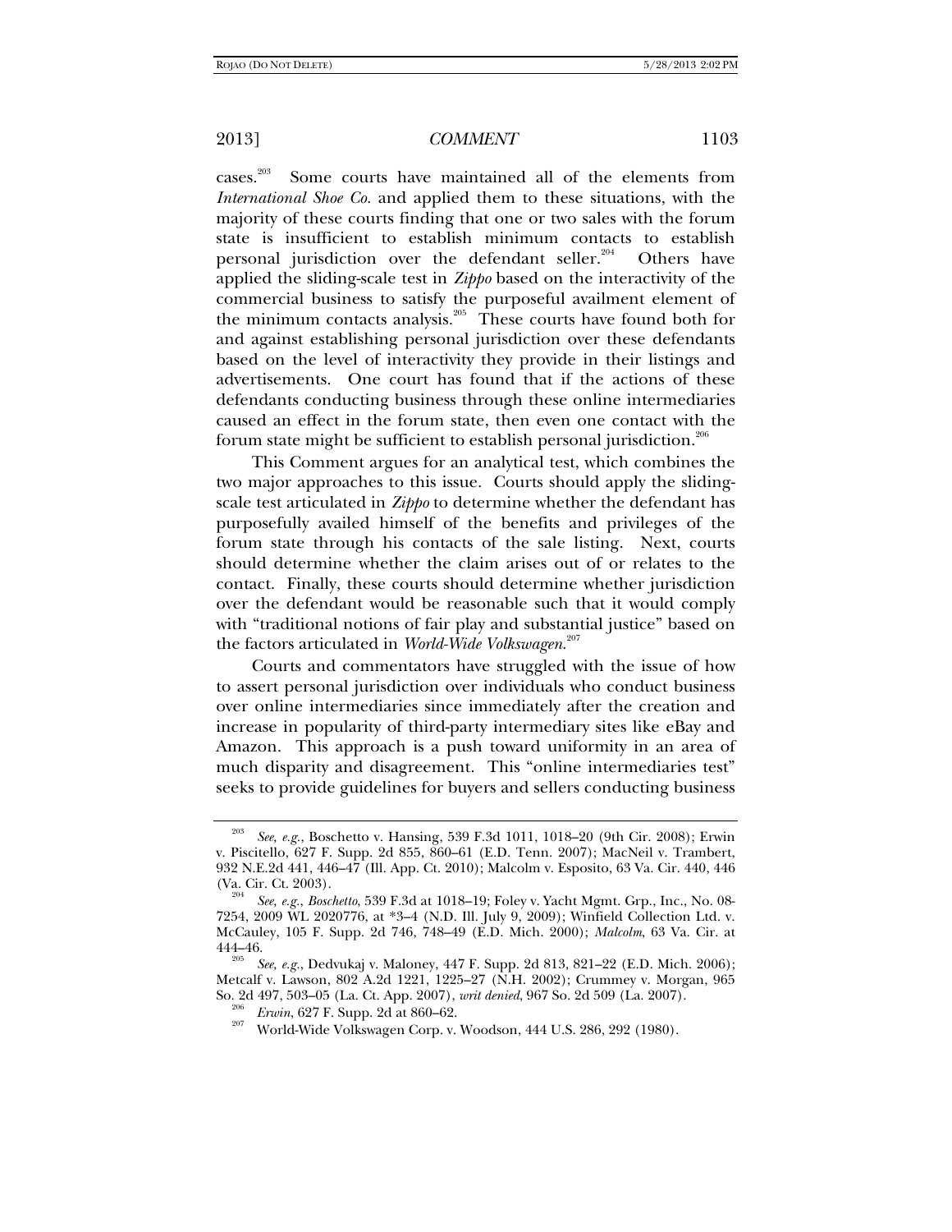cases.[203] Some courts have maintained all of the elements from *International Shoe Co.* and applied them to these situations, with the majority of these courts finding that one or two sales with the forum state is insufficient to establish minimum contacts to establish personal jurisdiction over the defendant seller.[204] Others have applied the sliding-scale test in *Zippo* based on the interactivity of the commercial business to satisfy the purposeful availment element of the minimum contacts analysis.[205] These courts have found both for and against establishing personal jurisdiction over these defendants based on the level of interactivity they provide in their listings and advertisements. One court has found that if the actions of these defendants conducting business through these online intermediaries caused an effect in the forum state, then even one contact with the forum state might be sufficient to establish personal jurisdiction.[206]

This Comment argues for an analytical test, which combines the two major approaches to this issue. Courts should apply the sliding-scale test articulated in *Zippo* to determine whether the defendant has purposefully availed himself of the benefits and privileges of the forum state through his contacts of the sale listing. Next, courts should determine whether the claim arises out of or relates to the contact. Finally, these courts should determine whether jurisdiction over the defendant would be reasonable such that it would comply with "traditional notions of fair play and substantial justice" based on the factors articulated in *World-Wide Volkswagen*.[207]

Courts and commentators have struggled with the issue of how to assert personal jurisdiction over individuals who conduct business over online intermediaries since immediately after the creation and increase in popularity of third-party intermediary sites like eBay and Amazon. This approach is a push toward uniformity in an area of much disparity and disagreement. This "online intermediaries test" seeks to provide guidelines for buyers and sellers conducting business

---

[203] *See, e.g.*, Boschetto v. Hansing, 539 F.3d 1011, 1018–20 (9th Cir. 2008); Erwin v. Piscitello, 627 F. Supp. 2d 855, 860–61 (E.D. Tenn. 2007); MacNeil v. Trambert, 932 N.E.2d 441, 446–47 (Ill. App. Ct. 2010); Malcolm v. Esposito, 63 Va. Cir. 440, 446 (Va. Cir. Ct. 2003).

[204] *See, e.g.*, *Boschetto*, 539 F.3d at 1018–19; Foley v. Yacht Mgmt. Grp., Inc., No. 08-7254, 2009 WL 2020776, at *3–4 (N.D. Ill. July 9, 2009); Winfield Collection Ltd. v. McCauley, 105 F. Supp. 2d 746, 748–49 (E.D. Mich. 2000); *Malcolm*, 63 Va. Cir. at 444–46.

[205] *See, e.g.*, Dedvukaj v. Maloney, 447 F. Supp. 2d 813, 821–22 (E.D. Mich. 2006); Metcalf v. Lawson, 802 A.2d 1221, 1225–27 (N.H. 2002); Crummey v. Morgan, 965 So. 2d 497, 503–05 (La. Ct. App. 2007), *writ denied*, 967 So. 2d 509 (La. 2007).

[206] *Erwin*, 627 F. Supp. 2d at 860–62.

[207] World-Wide Volkswagen Corp. v. Woodson, 444 U.S. 286, 292 (1980).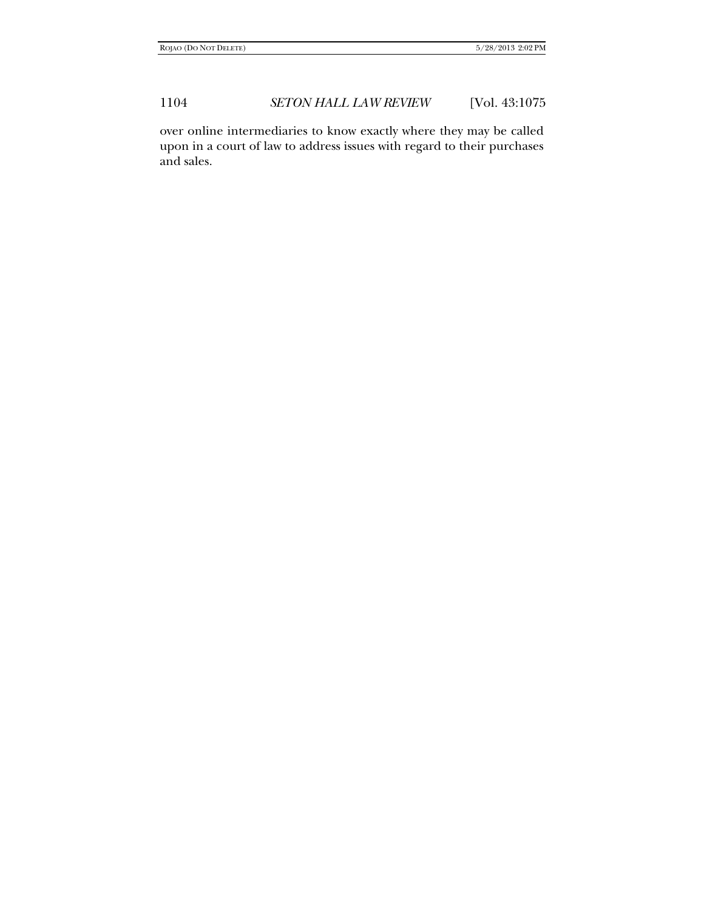over online intermediaries to know exactly where they may be called upon in a court of law to address issues with regard to their purchases and sales.